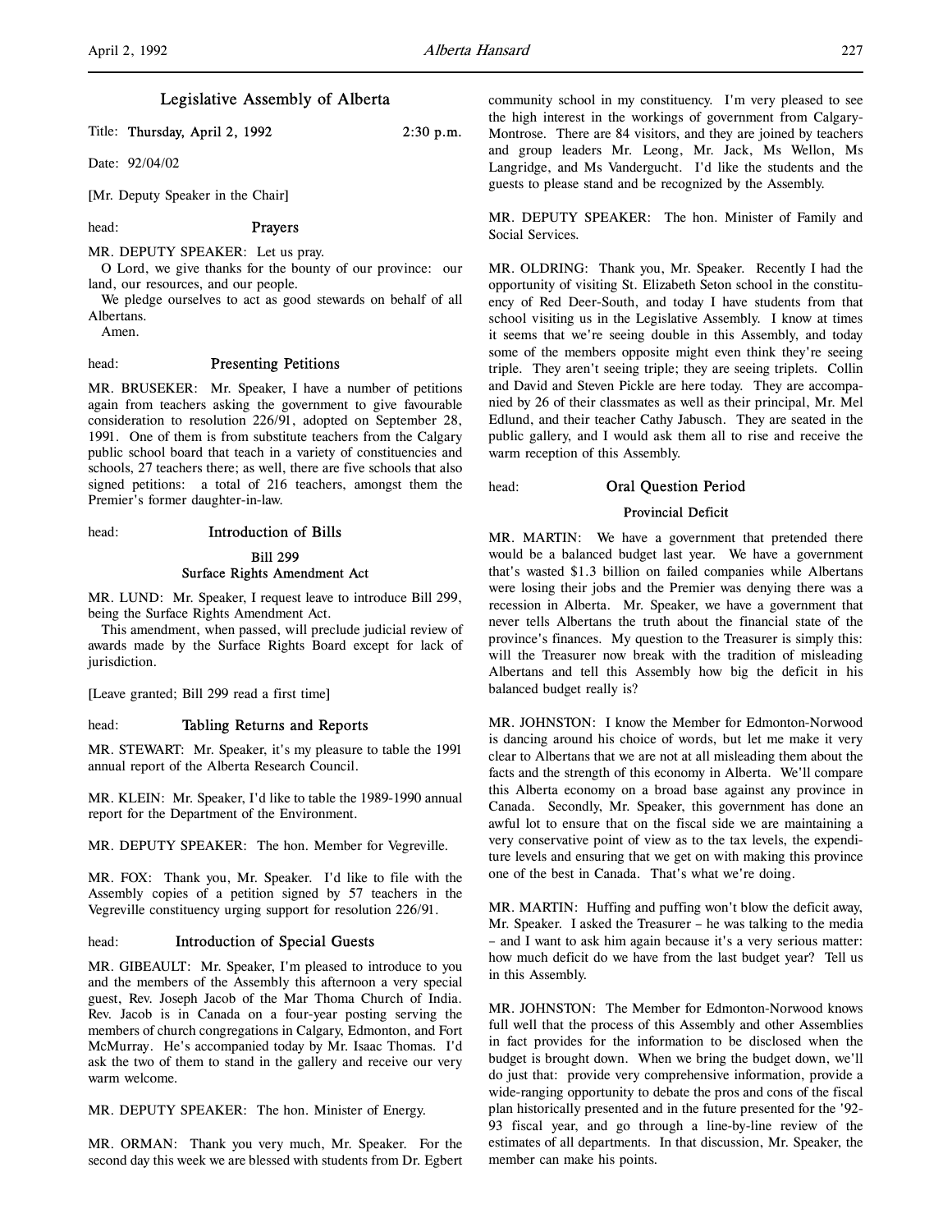# Legislative Assembly of Alberta

Title: **Thursday, April 2, 1992** 2:30 p.m.

Date: 92/04/02

[Mr. Deputy Speaker in the Chair]

head: **Prayers**

MR. DEPUTY SPEAKER: Let us pray.

O Lord, we give thanks for the bounty of our province: our land, our resources, and our people.

We pledge ourselves to act as good stewards on behalf of all Albertans.

Amen.

head: **Presenting Petitions**

MR. BRUSEKER: Mr. Speaker, I have a number of petitions again from teachers asking the government to give favourable consideration to resolution 226/91, adopted on September 28, 1991. One of them is from substitute teachers from the Calgary public school board that teach in a variety of constituencies and schools, 27 teachers there; as well, there are five schools that also signed petitions: a total of 216 teachers, amongst them the Premier's former daughter-in-law.

head: **Introduction of Bills**

### Bill 299
### Surface Rights Amendment Act

MR. LUND: Mr. Speaker, I request leave to introduce Bill 299, being the Surface Rights Amendment Act.

This amendment, when passed, will preclude judicial review of awards made by the Surface Rights Board except for lack of jurisdiction.

[Leave granted; Bill 299 read a first time]

head: **Tabling Returns and Reports**

MR. STEWART: Mr. Speaker, it's my pleasure to table the 1991 annual report of the Alberta Research Council.

MR. KLEIN: Mr. Speaker, I'd like to table the 1989-1990 annual report for the Department of the Environment.

MR. DEPUTY SPEAKER: The hon. Member for Vegreville.

MR. FOX: Thank you, Mr. Speaker. I'd like to file with the Assembly copies of a petition signed by 57 teachers in the Vegreville constituency urging support for resolution 226/91.

head: **Introduction of Special Guests**

MR. GIBEAULT: Mr. Speaker, I'm pleased to introduce to you and the members of the Assembly this afternoon a very special guest, Rev. Joseph Jacob of the Mar Thoma Church of India. Rev. Jacob is in Canada on a four-year posting serving the members of church congregations in Calgary, Edmonton, and Fort McMurray. He's accompanied today by Mr. Isaac Thomas. I'd ask the two of them to stand in the gallery and receive our very warm welcome.

MR. DEPUTY SPEAKER: The hon. Minister of Energy.

MR. ORMAN: Thank you very much, Mr. Speaker. For the second day this week we are blessed with students from Dr. Egbert community school in my constituency. I'm very pleased to see the high interest in the workings of government from Calgary-Montrose. There are 84 visitors, and they are joined by teachers and group leaders Mr. Leong, Mr. Jack, Ms Wellon, Ms Langridge, and Ms Vandergucht. I'd like the students and the guests to please stand and be recognized by the Assembly.

MR. DEPUTY SPEAKER: The hon. Minister of Family and Social Services.

MR. OLDRING: Thank you, Mr. Speaker. Recently I had the opportunity of visiting St. Elizabeth Seton school in the constituency of Red Deer-South, and today I have students from that school visiting us in the Legislative Assembly. I know at times it seems that we're seeing double in this Assembly, and today some of the members opposite might even think they're seeing triple. They aren't seeing triple; they are seeing triplets. Collin and David and Steven Pickle are here today. They are accompanied by 26 of their classmates as well as their principal, Mr. Mel Edlund, and their teacher Cathy Jabusch. They are seated in the public gallery, and I would ask them all to rise and receive the warm reception of this Assembly.

head: **Oral Question Period**

### Provincial Deficit

MR. MARTIN: We have a government that pretended there would be a balanced budget last year. We have a government that's wasted $1.3 billion on failed companies while Albertans were losing their jobs and the Premier was denying there was a recession in Alberta. Mr. Speaker, we have a government that never tells Albertans the truth about the financial state of the province's finances. My question to the Treasurer is simply this: will the Treasurer now break with the tradition of misleading Albertans and tell this Assembly how big the deficit in his balanced budget really is?

MR. JOHNSTON: I know the Member for Edmonton-Norwood is dancing around his choice of words, but let me make it very clear to Albertans that we are not at all misleading them about the facts and the strength of this economy in Alberta. We'll compare this Alberta economy on a broad base against any province in Canada. Secondly, Mr. Speaker, this government has done an awful lot to ensure that on the fiscal side we are maintaining a very conservative point of view as to the tax levels, the expenditure levels and ensuring that we get on with making this province one of the best in Canada. That's what we're doing.

MR. MARTIN: Huffing and puffing won't blow the deficit away, Mr. Speaker. I asked the Treasurer – he was talking to the media – and I want to ask him again because it's a very serious matter: how much deficit do we have from the last budget year? Tell us in this Assembly.

MR. JOHNSTON: The Member for Edmonton-Norwood knows full well that the process of this Assembly and other Assemblies in fact provides for the information to be disclosed when the budget is brought down. When we bring the budget down, we'll do just that: provide very comprehensive information, provide a wide-ranging opportunity to debate the pros and cons of the fiscal plan historically presented and in the future presented for the '92-93 fiscal year, and go through a line-by-line review of the estimates of all departments. In that discussion, Mr. Speaker, the member can make his points.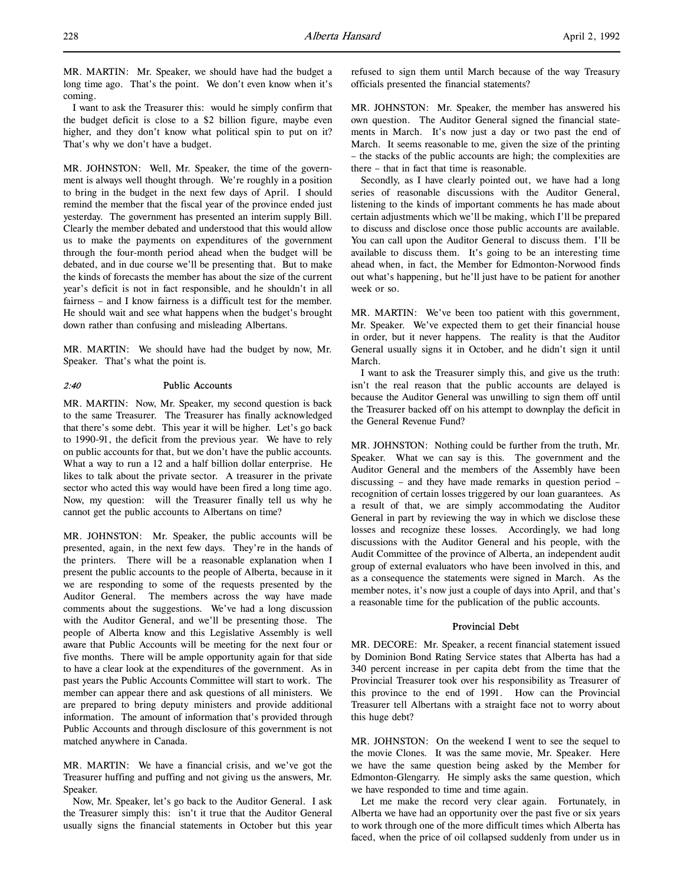MR. MARTIN: Mr. Speaker, we should have had the budget a long time ago. That's the point. We don't even know when it's coming.

I want to ask the Treasurer this: would he simply confirm that the budget deficit is close to a $2 billion figure, maybe even higher, and they don't know what political spin to put on it? That's why we don't have a budget.

MR. JOHNSTON: Well, Mr. Speaker, the time of the government is always well thought through. We're roughly in a position to bring in the budget in the next few days of April. I should remind the member that the fiscal year of the province ended just yesterday. The government has presented an interim supply Bill. Clearly the member debated and understood that this would allow us to make the payments on expenditures of the government through the four-month period ahead when the budget will be debated, and in due course we'll be presenting that. But to make the kinds of forecasts the member has about the size of the current year's deficit is not in fact responsible, and he shouldn't in all fairness – and I know fairness is a difficult test for the member. He should wait and see what happens when the budget's brought down rather than confusing and misleading Albertans.

MR. MARTIN: We should have had the budget by now, Mr. Speaker. That's what the point is.

### *2:40* Public Accounts

MR. MARTIN: Now, Mr. Speaker, my second question is back to the same Treasurer. The Treasurer has finally acknowledged that there's some debt. This year it will be higher. Let's go back to 1990-91, the deficit from the previous year. We have to rely on public accounts for that, but we don't have the public accounts. What a way to run a 12 and a half billion dollar enterprise. He likes to talk about the private sector. A treasurer in the private sector who acted this way would have been fired a long time ago. Now, my question: will the Treasurer finally tell us why he cannot get the public accounts to Albertans on time?

MR. JOHNSTON: Mr. Speaker, the public accounts will be presented, again, in the next few days. They're in the hands of the printers. There will be a reasonable explanation when I present the public accounts to the people of Alberta, because in it we are responding to some of the requests presented by the Auditor General. The members across the way have made comments about the suggestions. We've had a long discussion with the Auditor General, and we'll be presenting those. The people of Alberta know and this Legislative Assembly is well aware that Public Accounts will be meeting for the next four or five months. There will be ample opportunity again for that side to have a clear look at the expenditures of the government. As in past years the Public Accounts Committee will start to work. The member can appear there and ask questions of all ministers. We are prepared to bring deputy ministers and provide additional information. The amount of information that's provided through Public Accounts and through disclosure of this government is not matched anywhere in Canada.

MR. MARTIN: We have a financial crisis, and we've got the Treasurer huffing and puffing and not giving us the answers, Mr. Speaker.

Now, Mr. Speaker, let's go back to the Auditor General. I ask the Treasurer simply this: isn't it true that the Auditor General usually signs the financial statements in October but this year refused to sign them until March because of the way Treasury officials presented the financial statements?

MR. JOHNSTON: Mr. Speaker, the member has answered his own question. The Auditor General signed the financial statements in March. It's now just a day or two past the end of March. It seems reasonable to me, given the size of the printing – the stacks of the public accounts are high; the complexities are there – that in fact that time is reasonable.

Secondly, as I have clearly pointed out, we have had a long series of reasonable discussions with the Auditor General, listening to the kinds of important comments he has made about certain adjustments which we'll be making, which I'll be prepared to discuss and disclose once those public accounts are available. You can call upon the Auditor General to discuss them. I'll be available to discuss them. It's going to be an interesting time ahead when, in fact, the Member for Edmonton-Norwood finds out what's happening, but he'll just have to be patient for another week or so.

MR. MARTIN: We've been too patient with this government, Mr. Speaker. We've expected them to get their financial house in order, but it never happens. The reality is that the Auditor General usually signs it in October, and he didn't sign it until March.

I want to ask the Treasurer simply this, and give us the truth: isn't the real reason that the public accounts are delayed is because the Auditor General was unwilling to sign them off until the Treasurer backed off on his attempt to downplay the deficit in the General Revenue Fund?

MR. JOHNSTON: Nothing could be further from the truth, Mr. Speaker. What we can say is this. The government and the Auditor General and the members of the Assembly have been discussing – and they have made remarks in question period – recognition of certain losses triggered by our loan guarantees. As a result of that, we are simply accommodating the Auditor General in part by reviewing the way in which we disclose these losses and recognize these losses. Accordingly, we had long discussions with the Auditor General and his people, with the Audit Committee of the province of Alberta, an independent audit group of external evaluators who have been involved in this, and as a consequence the statements were signed in March. As the member notes, it's now just a couple of days into April, and that's a reasonable time for the publication of the public accounts.

### Provincial Debt

MR. DECORE: Mr. Speaker, a recent financial statement issued by Dominion Bond Rating Service states that Alberta has had a 340 percent increase in per capita debt from the time that the Provincial Treasurer took over his responsibility as Treasurer of this province to the end of 1991. How can the Provincial Treasurer tell Albertans with a straight face not to worry about this huge debt?

MR. JOHNSTON: On the weekend I went to see the sequel to the movie Clones. It was the same movie, Mr. Speaker. Here we have the same question being asked by the Member for Edmonton-Glengarry. He simply asks the same question, which we have responded to time and time again.

Let me make the record very clear again. Fortunately, in Alberta we have had an opportunity over the past five or six years to work through one of the more difficult times which Alberta has faced, when the price of oil collapsed suddenly from under us in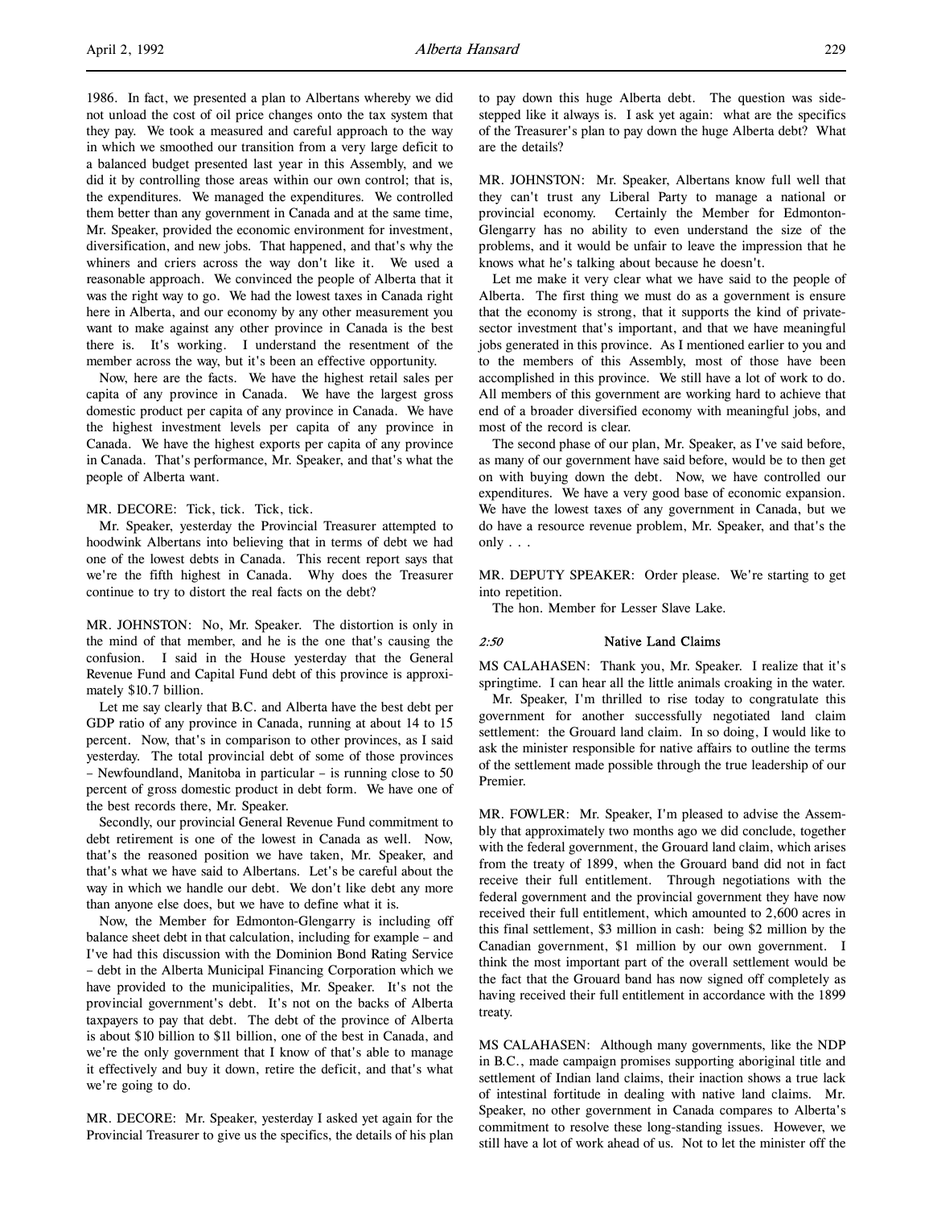1986. In fact, we presented a plan to Albertans whereby we did not unload the cost of oil price changes onto the tax system that they pay. We took a measured and careful approach to the way in which we smoothed our transition from a very large deficit to a balanced budget presented last year in this Assembly, and we did it by controlling those areas within our own control; that is, the expenditures. We managed the expenditures. We controlled them better than any government in Canada and at the same time, Mr. Speaker, provided the economic environment for investment, diversification, and new jobs. That happened, and that's why the whiners and criers across the way don't like it. We used a reasonable approach. We convinced the people of Alberta that it was the right way to go. We had the lowest taxes in Canada right here in Alberta, and our economy by any other measurement you want to make against any other province in Canada is the best there is. It's working. I understand the resentment of the member across the way, but it's been an effective opportunity.

Now, here are the facts. We have the highest retail sales per capita of any province in Canada. We have the largest gross domestic product per capita of any province in Canada. We have the highest investment levels per capita of any province in Canada. We have the highest exports per capita of any province in Canada. That's performance, Mr. Speaker, and that's what the people of Alberta want.

MR. DECORE: Tick, tick. Tick, tick.

Mr. Speaker, yesterday the Provincial Treasurer attempted to hoodwink Albertans into believing that in terms of debt we had one of the lowest debts in Canada. This recent report says that we're the fifth highest in Canada. Why does the Treasurer continue to try to distort the real facts on the debt?

MR. JOHNSTON: No, Mr. Speaker. The distortion is only in the mind of that member, and he is the one that's causing the confusion. I said in the House yesterday that the General Revenue Fund and Capital Fund debt of this province is approximately $10.7 billion.

Let me say clearly that B.C. and Alberta have the best debt per GDP ratio of any province in Canada, running at about 14 to 15 percent. Now, that's in comparison to other provinces, as I said yesterday. The total provincial debt of some of those provinces – Newfoundland, Manitoba in particular – is running close to 50 percent of gross domestic product in debt form. We have one of the best records there, Mr. Speaker.

Secondly, our provincial General Revenue Fund commitment to debt retirement is one of the lowest in Canada as well. Now, that's the reasoned position we have taken, Mr. Speaker, and that's what we have said to Albertans. Let's be careful about the way in which we handle our debt. We don't like debt any more than anyone else does, but we have to define what it is.

Now, the Member for Edmonton-Glengarry is including off balance sheet debt in that calculation, including for example – and I've had this discussion with the Dominion Bond Rating Service – debt in the Alberta Municipal Financing Corporation which we have provided to the municipalities, Mr. Speaker. It's not the provincial government's debt. It's not on the backs of Alberta taxpayers to pay that debt. The debt of the province of Alberta is about $10 billion to $11 billion, one of the best in Canada, and we're the only government that I know of that's able to manage it effectively and buy it down, retire the deficit, and that's what we're going to do.

MR. DECORE: Mr. Speaker, yesterday I asked yet again for the Provincial Treasurer to give us the specifics, the details of his plan to pay down this huge Alberta debt. The question was sidestepped like it always is. I ask yet again: what are the specifics of the Treasurer's plan to pay down the huge Alberta debt? What are the details?

MR. JOHNSTON: Mr. Speaker, Albertans know full well that they can't trust any Liberal Party to manage a national or provincial economy. Certainly the Member for Edmonton-Glengarry has no ability to even understand the size of the problems, and it would be unfair to leave the impression that he knows what he's talking about because he doesn't.

Let me make it very clear what we have said to the people of Alberta. The first thing we must do as a government is ensure that the economy is strong, that it supports the kind of private-sector investment that's important, and that we have meaningful jobs generated in this province. As I mentioned earlier to you and to the members of this Assembly, most of those have been accomplished in this province. We still have a lot of work to do. All members of this government are working hard to achieve that end of a broader diversified economy with meaningful jobs, and most of the record is clear.

The second phase of our plan, Mr. Speaker, as I've said before, as many of our government have said before, would be to then get on with buying down the debt. Now, we have controlled our expenditures. We have a very good base of economic expansion. We have the lowest taxes of any government in Canada, but we do have a resource revenue problem, Mr. Speaker, and that's the only . . .

MR. DEPUTY SPEAKER: Order please. We're starting to get into repetition.

The hon. Member for Lesser Slave Lake.

## *2:50* Native Land Claims

MS CALAHASEN: Thank you, Mr. Speaker. I realize that it's springtime. I can hear all the little animals croaking in the water.

Mr. Speaker, I'm thrilled to rise today to congratulate this government for another successfully negotiated land claim settlement: the Grouard land claim. In so doing, I would like to ask the minister responsible for native affairs to outline the terms of the settlement made possible through the true leadership of our Premier.

MR. FOWLER: Mr. Speaker, I'm pleased to advise the Assembly that approximately two months ago we did conclude, together with the federal government, the Grouard land claim, which arises from the treaty of 1899, when the Grouard band did not in fact receive their full entitlement. Through negotiations with the federal government and the provincial government they have now received their full entitlement, which amounted to 2,600 acres in this final settlement, $3 million in cash: being $2 million by the Canadian government, $1 million by our own government. I think the most important part of the overall settlement would be the fact that the Grouard band has now signed off completely as having received their full entitlement in accordance with the 1899 treaty.

MS CALAHASEN: Although many governments, like the NDP in B.C., made campaign promises supporting aboriginal title and settlement of Indian land claims, their inaction shows a true lack of intestinal fortitude in dealing with native land claims. Mr. Speaker, no other government in Canada compares to Alberta's commitment to resolve these long-standing issues. However, we still have a lot of work ahead of us. Not to let the minister off the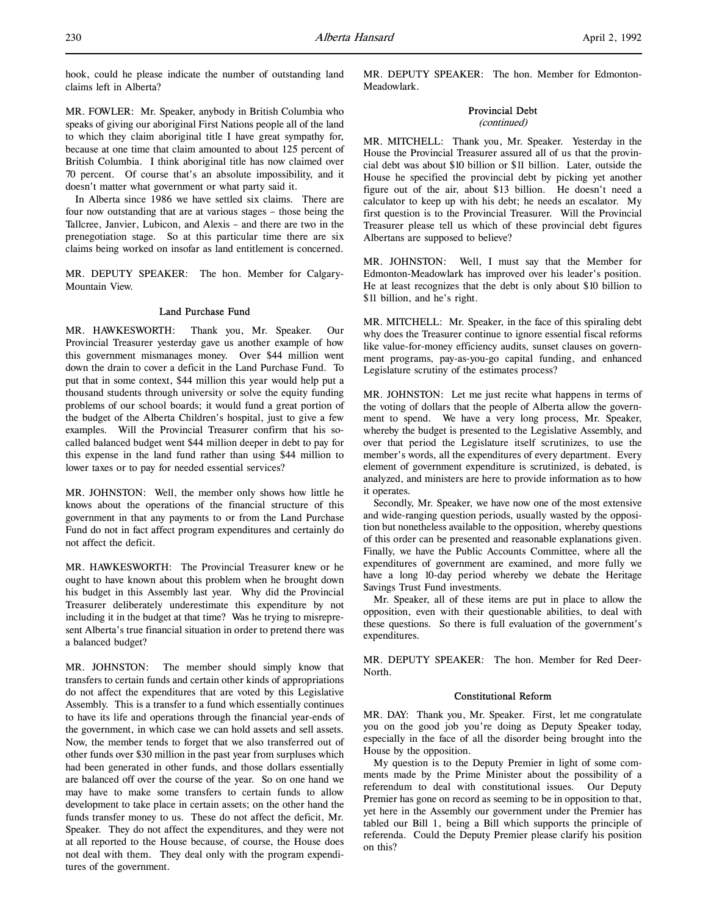hook, could he please indicate the number of outstanding land claims left in Alberta?

MR. FOWLER: Mr. Speaker, anybody in British Columbia who speaks of giving our aboriginal First Nations people all of the land to which they claim aboriginal title I have great sympathy for, because at one time that claim amounted to about 125 percent of British Columbia. I think aboriginal title has now claimed over 70 percent. Of course that's an absolute impossibility, and it doesn't matter what government or what party said it.

In Alberta since 1986 we have settled six claims. There are four now outstanding that are at various stages – those being the Tallcree, Janvier, Lubicon, and Alexis – and there are two in the prenegotiation stage. So at this particular time there are six claims being worked on insofar as land entitlement is concerned.

MR. DEPUTY SPEAKER: The hon. Member for Calgary-Mountain View.

### Land Purchase Fund

MR. HAWKESWORTH: Thank you, Mr. Speaker. Our Provincial Treasurer yesterday gave us another example of how this government mismanages money. Over $44 million went down the drain to cover a deficit in the Land Purchase Fund. To put that in some context, $44 million this year would help put a thousand students through university or solve the equity funding problems of our school boards; it would fund a great portion of the budget of the Alberta Children's hospital, just to give a few examples. Will the Provincial Treasurer confirm that his so-called balanced budget went $44 million deeper in debt to pay for this expense in the land fund rather than using $44 million to lower taxes or to pay for needed essential services?

MR. JOHNSTON: Well, the member only shows how little he knows about the operations of the financial structure of this government in that any payments to or from the Land Purchase Fund do not in fact affect program expenditures and certainly do not affect the deficit.

MR. HAWKESWORTH: The Provincial Treasurer knew or he ought to have known about this problem when he brought down his budget in this Assembly last year. Why did the Provincial Treasurer deliberately underestimate this expenditure by not including it in the budget at that time? Was he trying to misrepresent Alberta's true financial situation in order to pretend there was a balanced budget?

MR. JOHNSTON: The member should simply know that transfers to certain funds and certain other kinds of appropriations do not affect the expenditures that are voted by this Legislative Assembly. This is a transfer to a fund which essentially continues to have its life and operations through the financial year-ends of the government, in which case we can hold assets and sell assets. Now, the member tends to forget that we also transferred out of other funds over $30 million in the past year from surpluses which had been generated in other funds, and those dollars essentially are balanced off over the course of the year. So on one hand we may have to make some transfers to certain funds to allow development to take place in certain assets; on the other hand the funds transfer money to us. These do not affect the deficit, Mr. Speaker. They do not affect the expenditures, and they were not at all reported to the House because, of course, the House does not deal with them. They deal only with the program expenditures of the government.

MR. DEPUTY SPEAKER: The hon. Member for Edmonton-Meadowlark.

### Provincial Debt
*(continued)*

MR. MITCHELL: Thank you, Mr. Speaker. Yesterday in the House the Provincial Treasurer assured all of us that the provincial debt was about $10 billion or $11 billion. Later, outside the House he specified the provincial debt by picking yet another figure out of the air, about $13 billion. He doesn't need a calculator to keep up with his debt; he needs an escalator. My first question is to the Provincial Treasurer. Will the Provincial Treasurer please tell us which of these provincial debt figures Albertans are supposed to believe?

MR. JOHNSTON: Well, I must say that the Member for Edmonton-Meadowlark has improved over his leader's position. He at least recognizes that the debt is only about $10 billion to $11 billion, and he's right.

MR. MITCHELL: Mr. Speaker, in the face of this spiraling debt why does the Treasurer continue to ignore essential fiscal reforms like value-for-money efficiency audits, sunset clauses on government programs, pay-as-you-go capital funding, and enhanced Legislature scrutiny of the estimates process?

MR. JOHNSTON: Let me just recite what happens in terms of the voting of dollars that the people of Alberta allow the government to spend. We have a very long process, Mr. Speaker, whereby the budget is presented to the Legislative Assembly, and over that period the Legislature itself scrutinizes, to use the member's words, all the expenditures of every department. Every element of government expenditure is scrutinized, is debated, is analyzed, and ministers are here to provide information as to how it operates.

Secondly, Mr. Speaker, we have now one of the most extensive and wide-ranging question periods, usually wasted by the opposition but nonetheless available to the opposition, whereby questions of this order can be presented and reasonable explanations given. Finally, we have the Public Accounts Committee, where all the expenditures of government are examined, and more fully we have a long 10-day period whereby we debate the Heritage Savings Trust Fund investments.

Mr. Speaker, all of these items are put in place to allow the opposition, even with their questionable abilities, to deal with these questions. So there is full evaluation of the government's expenditures.

MR. DEPUTY SPEAKER: The hon. Member for Red Deer-North.

### Constitutional Reform

MR. DAY: Thank you, Mr. Speaker. First, let me congratulate you on the good job you're doing as Deputy Speaker today, especially in the face of all the disorder being brought into the House by the opposition.

My question is to the Deputy Premier in light of some comments made by the Prime Minister about the possibility of a referendum to deal with constitutional issues. Our Deputy Premier has gone on record as seeming to be in opposition to that, yet here in the Assembly our government under the Premier has tabled our Bill 1, being a Bill which supports the principle of referenda. Could the Deputy Premier please clarify his position on this?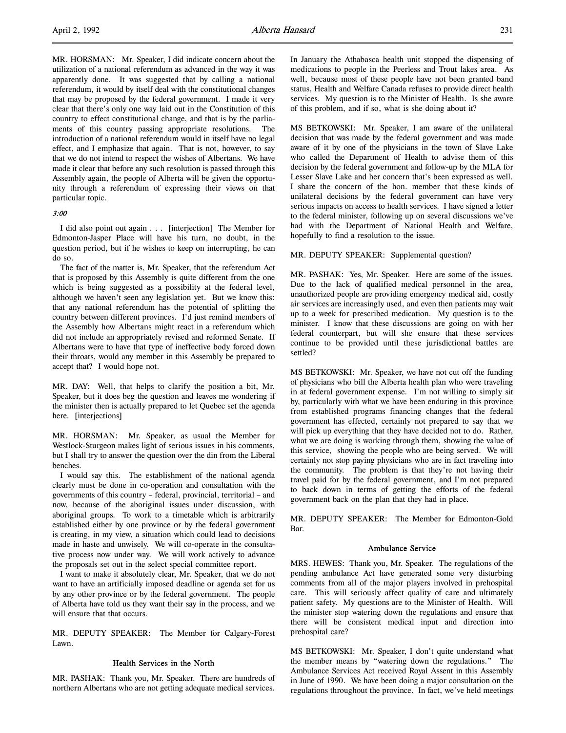MR. HORSMAN: Mr. Speaker, I did indicate concern about the utilization of a national referendum as advanced in the way it was apparently done. It was suggested that by calling a national referendum, it would by itself deal with the constitutional changes that may be proposed by the federal government. I made it very clear that there's only one way laid out in the Constitution of this country to effect constitutional change, and that is by the parliaments of this country passing appropriate resolutions. The introduction of a national referendum would in itself have no legal effect, and I emphasize that again. That is not, however, to say that we do not intend to respect the wishes of Albertans. We have made it clear that before any such resolution is passed through this Assembly again, the people of Alberta will be given the opportunity through a referendum of expressing their views on that particular topic.

*3:00*

I did also point out again . . . [interjection] The Member for Edmonton-Jasper Place will have his turn, no doubt, in the question period, but if he wishes to keep on interrupting, he can do so.

The fact of the matter is, Mr. Speaker, that the referendum Act that is proposed by this Assembly is quite different from the one which is being suggested as a possibility at the federal level, although we haven't seen any legislation yet. But we know this: that any national referendum has the potential of splitting the country between different provinces. I'd just remind members of the Assembly how Albertans might react in a referendum which did not include an appropriately revised and reformed Senate. If Albertans were to have that type of ineffective body forced down their throats, would any member in this Assembly be prepared to accept that? I would hope not.

MR. DAY: Well, that helps to clarify the position a bit, Mr. Speaker, but it does beg the question and leaves me wondering if the minister then is actually prepared to let Quebec set the agenda here. [interjections]

MR. HORSMAN: Mr. Speaker, as usual the Member for Westlock-Sturgeon makes light of serious issues in his comments, but I shall try to answer the question over the din from the Liberal benches.

I would say this. The establishment of the national agenda clearly must be done in co-operation and consultation with the governments of this country – federal, provincial, territorial – and now, because of the aboriginal issues under discussion, with aboriginal groups. To work to a timetable which is arbitrarily established either by one province or by the federal government is creating, in my view, a situation which could lead to decisions made in haste and unwisely. We will co-operate in the consultative process now under way. We will work actively to advance the proposals set out in the select special committee report.

I want to make it absolutely clear, Mr. Speaker, that we do not want to have an artificially imposed deadline or agenda set for us by any other province or by the federal government. The people of Alberta have told us they want their say in the process, and we will ensure that that occurs.

MR. DEPUTY SPEAKER: The Member for Calgary-Forest Lawn.

### Health Services in the North

MR. PASHAK: Thank you, Mr. Speaker. There are hundreds of northern Albertans who are not getting adequate medical services. In January the Athabasca health unit stopped the dispensing of medications to people in the Peerless and Trout lakes area. As well, because most of these people have not been granted band status, Health and Welfare Canada refuses to provide direct health services. My question is to the Minister of Health. Is she aware of this problem, and if so, what is she doing about it?

MS BETKOWSKI: Mr. Speaker, I am aware of the unilateral decision that was made by the federal government and was made aware of it by one of the physicians in the town of Slave Lake who called the Department of Health to advise them of this decision by the federal government and follow-up by the MLA for Lesser Slave Lake and her concern that's been expressed as well. I share the concern of the hon. member that these kinds of unilateral decisions by the federal government can have very serious impacts on access to health services. I have signed a letter to the federal minister, following up on several discussions we've had with the Department of National Health and Welfare, hopefully to find a resolution to the issue.

MR. DEPUTY SPEAKER: Supplemental question?

MR. PASHAK: Yes, Mr. Speaker. Here are some of the issues. Due to the lack of qualified medical personnel in the area, unauthorized people are providing emergency medical aid, costly air services are increasingly used, and even then patients may wait up to a week for prescribed medication. My question is to the minister. I know that these discussions are going on with her federal counterpart, but will she ensure that these services continue to be provided until these jurisdictional battles are settled?

MS BETKOWSKI: Mr. Speaker, we have not cut off the funding of physicians who bill the Alberta health plan who were traveling in at federal government expense. I'm not willing to simply sit by, particularly with what we have been enduring in this province from established programs financing changes that the federal government has effected, certainly not prepared to say that we will pick up everything that they have decided not to do. Rather, what we are doing is working through them, showing the value of this service, showing the people who are being served. We will certainly not stop paying physicians who are in fact traveling into the community. The problem is that they're not having their travel paid for by the federal government, and I'm not prepared to back down in terms of getting the efforts of the federal government back on the plan that they had in place.

MR. DEPUTY SPEAKER: The Member for Edmonton-Gold Bar.

### Ambulance Service

MRS. HEWES: Thank you, Mr. Speaker. The regulations of the pending ambulance Act have generated some very disturbing comments from all of the major players involved in prehospital care. This will seriously affect quality of care and ultimately patient safety. My questions are to the Minister of Health. Will the minister stop watering down the regulations and ensure that there will be consistent medical input and direction into prehospital care?

MS BETKOWSKI: Mr. Speaker, I don't quite understand what the member means by "watering down the regulations." The Ambulance Services Act received Royal Assent in this Assembly in June of 1990. We have been doing a major consultation on the regulations throughout the province. In fact, we've held meetings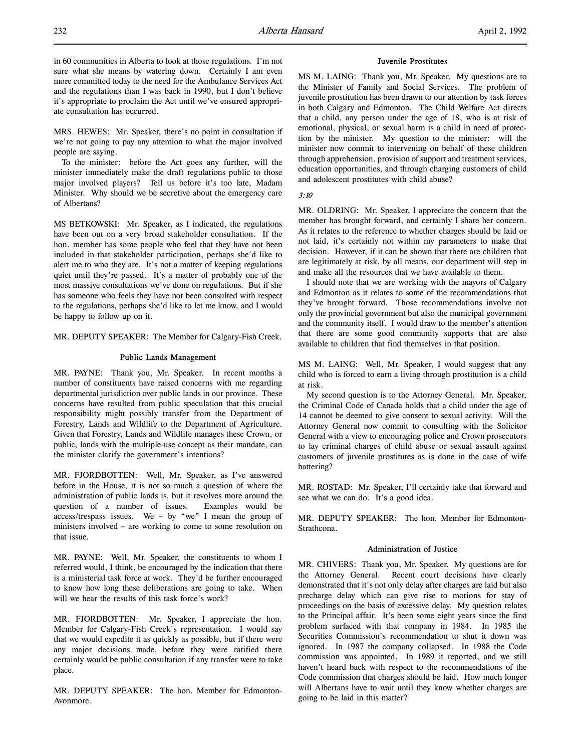in 60 communities in Alberta to look at those regulations. I'm not sure what she means by watering down. Certainly I am even more committed today to the need for the Ambulance Services Act and the regulations than I was back in 1990, but I don't believe it's appropriate to proclaim the Act until we've ensured appropriate consultation has occurred.

MRS. HEWES: Mr. Speaker, there's no point in consultation if we're not going to pay any attention to what the major involved people are saying.

To the minister: before the Act goes any further, will the minister immediately make the draft regulations public to those major involved players? Tell us before it's too late, Madam Minister. Why should we be secretive about the emergency care of Albertans?

MS BETKOWSKI: Mr. Speaker, as I indicated, the regulations have been out on a very broad stakeholder consultation. If the hon. member has some people who feel that they have not been included in that stakeholder participation, perhaps she'd like to alert me to who they are. It's not a matter of keeping regulations quiet until they're passed. It's a matter of probably one of the most massive consultations we've done on regulations. But if she has someone who feels they have not been consulted with respect to the regulations, perhaps she'd like to let me know, and I would be happy to follow up on it.

MR. DEPUTY SPEAKER: The Member for Calgary-Fish Creek.

### Public Lands Management

MR. PAYNE: Thank you, Mr. Speaker. In recent months a number of constituents have raised concerns with me regarding departmental jurisdiction over public lands in our province. These concerns have resulted from public speculation that this crucial responsibility might possibly transfer from the Department of Forestry, Lands and Wildlife to the Department of Agriculture. Given that Forestry, Lands and Wildlife manages these Crown, or public, lands with the multiple-use concept as their mandate, can the minister clarify the government's intentions?

MR. FJORDBOTTEN: Well, Mr. Speaker, as I've answered before in the House, it is not so much a question of where the administration of public lands is, but it revolves more around the question of a number of issues. Examples would be access/trespass issues. We – by "we" I mean the group of ministers involved – are working to come to some resolution on that issue.

MR. PAYNE: Well, Mr. Speaker, the constituents to whom I referred would, I think, be encouraged by the indication that there is a ministerial task force at work. They'd be further encouraged to know how long these deliberations are going to take. When will we hear the results of this task force's work?

MR. FJORDBOTTEN: Mr. Speaker, I appreciate the hon. Member for Calgary-Fish Creek's representation. I would say that we would expedite it as quickly as possible, but if there were any major decisions made, before they were ratified there certainly would be public consultation if any transfer were to take place.

MR. DEPUTY SPEAKER: The hon. Member for Edmonton-Avonmore.

### Juvenile Prostitutes

MS M. LAING: Thank you, Mr. Speaker. My questions are to the Minister of Family and Social Services. The problem of juvenile prostitution has been drawn to our attention by task forces in both Calgary and Edmonton. The Child Welfare Act directs that a child, any person under the age of 18, who is at risk of emotional, physical, or sexual harm is a child in need of protection by the minister. My question to the minister: will the minister now commit to intervening on behalf of these children through apprehension, provision of support and treatment services, education opportunities, and through charging customers of child and adolescent prostitutes with child abuse?

*3:10*

MR. OLDRING: Mr. Speaker, I appreciate the concern that the member has brought forward, and certainly I share her concern. As it relates to the reference to whether charges should be laid or not laid, it's certainly not within my parameters to make that decision. However, if it can be shown that there are children that are legitimately at risk, by all means, our department will step in and make all the resources that we have available to them.

I should note that we are working with the mayors of Calgary and Edmonton as it relates to some of the recommendations that they've brought forward. Those recommendations involve not only the provincial government but also the municipal government and the community itself. I would draw to the member's attention that there are some good community supports that are also available to children that find themselves in that position.

MS M. LAING: Well, Mr. Speaker, I would suggest that any child who is forced to earn a living through prostitution is a child at risk.

My second question is to the Attorney General. Mr. Speaker, the Criminal Code of Canada holds that a child under the age of 14 cannot be deemed to give consent to sexual activity. Will the Attorney General now commit to consulting with the Solicitor General with a view to encouraging police and Crown prosecutors to lay criminal charges of child abuse or sexual assault against customers of juvenile prostitutes as is done in the case of wife battering?

MR. ROSTAD: Mr. Speaker, I'll certainly take that forward and see what we can do. It's a good idea.

MR. DEPUTY SPEAKER: The hon. Member for Edmonton-Strathcona.

### Administration of Justice

MR. CHIVERS: Thank you, Mr. Speaker. My questions are for the Attorney General. Recent court decisions have clearly demonstrated that it's not only delay after charges are laid but also precharge delay which can give rise to motions for stay of proceedings on the basis of excessive delay. My question relates to the Principal affair. It's been some eight years since the first problem surfaced with that company in 1984. In 1985 the Securities Commission's recommendation to shut it down was ignored. In 1987 the company collapsed. In 1988 the Code commission was appointed. In 1989 it reported, and we still haven't heard back with respect to the recommendations of the Code commission that charges should be laid. How much longer will Albertans have to wait until they know whether charges are going to be laid in this matter?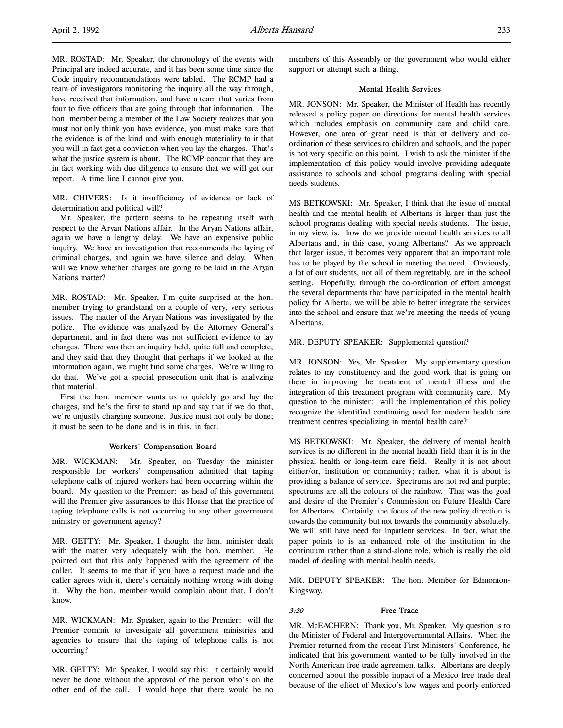MR. ROSTAD: Mr. Speaker, the chronology of the events with Principal are indeed accurate, and it has been some time since the Code inquiry recommendations were tabled. The RCMP had a team of investigators monitoring the inquiry all the way through, have received that information, and have a team that varies from four to five officers that are going through that information. The hon. member being a member of the Law Society realizes that you must not only think you have evidence, you must make sure that the evidence is of the kind and with enough materiality to it that you will in fact get a conviction when you lay the charges. That's what the justice system is about. The RCMP concur that they are in fact working with due diligence to ensure that we will get our report. A time line I cannot give you.

MR. CHIVERS: Is it insufficiency of evidence or lack of determination and political will?

Mr. Speaker, the pattern seems to be repeating itself with respect to the Aryan Nations affair. In the Aryan Nations affair, again we have a lengthy delay. We have an expensive public inquiry. We have an investigation that recommends the laying of criminal charges, and again we have silence and delay. When will we know whether charges are going to be laid in the Aryan Nations matter?

MR. ROSTAD: Mr. Speaker, I'm quite surprised at the hon. member trying to grandstand on a couple of very, very serious issues. The matter of the Aryan Nations was investigated by the police. The evidence was analyzed by the Attorney General's department, and in fact there was not sufficient evidence to lay charges. There was then an inquiry held, quite full and complete, and they said that they thought that perhaps if we looked at the information again, we might find some charges. We're willing to do that. We've got a special prosecution unit that is analyzing that material.

First the hon. member wants us to quickly go and lay the charges, and he's the first to stand up and say that if we do that, we're unjustly charging someone. Justice must not only be done; it must be seen to be done and is in this, in fact.

### Workers' Compensation Board

MR. WICKMAN: Mr. Speaker, on Tuesday the minister responsible for workers' compensation admitted that taping telephone calls of injured workers had been occurring within the board. My question to the Premier: as head of this government will the Premier give assurances to this House that the practice of taping telephone calls is not occurring in any other government ministry or government agency?

MR. GETTY: Mr. Speaker, I thought the hon. minister dealt with the matter very adequately with the hon. member. He pointed out that this only happened with the agreement of the caller. It seems to me that if you have a request made and the caller agrees with it, there's certainly nothing wrong with doing it. Why the hon. member would complain about that, I don't know.

MR. WICKMAN: Mr. Speaker, again to the Premier: will the Premier commit to investigate all government ministries and agencies to ensure that the taping of telephone calls is not occurring?

MR. GETTY: Mr. Speaker, I would say this: it certainly would never be done without the approval of the person who's on the other end of the call. I would hope that there would be no members of this Assembly or the government who would either support or attempt such a thing.

### Mental Health Services

MR. JONSON: Mr. Speaker, the Minister of Health has recently released a policy paper on directions for mental health services which includes emphasis on community care and child care. However, one area of great need is that of delivery and co-ordination of these services to children and schools, and the paper is not very specific on this point. I wish to ask the minister if the implementation of this policy would involve providing adequate assistance to schools and school programs dealing with special needs students.

MS BETKOWSKI: Mr. Speaker, I think that the issue of mental health and the mental health of Albertans is larger than just the school programs dealing with special needs students. The issue, in my view, is: how do we provide mental health services to all Albertans and, in this case, young Albertans? As we approach that larger issue, it becomes very apparent that an important role has to be played by the school in meeting the need. Obviously, a lot of our students, not all of them regrettably, are in the school setting. Hopefully, through the co-ordination of effort amongst the several departments that have participated in the mental health policy for Alberta, we will be able to better integrate the services into the school and ensure that we're meeting the needs of young Albertans.

MR. DEPUTY SPEAKER: Supplemental question?

MR. JONSON: Yes, Mr. Speaker. My supplementary question relates to my constituency and the good work that is going on there in improving the treatment of mental illness and the integration of this treatment program with community care. My question to the minister: will the implementation of this policy recognize the identified continuing need for modern health care treatment centres specializing in mental health care?

MS BETKOWSKI: Mr. Speaker, the delivery of mental health services is no different in the mental health field than it is in the physical health or long-term care field. Really it is not about either/or, institution or community; rather, what it is about is providing a balance of service. Spectrums are not red and purple; spectrums are all the colours of the rainbow. That was the goal and desire of the Premier's Commission on Future Health Care for Albertans. Certainly, the focus of the new policy direction is towards the community but not towards the community absolutely. We will still have need for inpatient services. In fact, what the paper points to is an enhanced role of the institution in the continuum rather than a stand-alone role, which is really the old model of dealing with mental health needs.

MR. DEPUTY SPEAKER: The hon. Member for Edmonton-Kingsway.

*3:20*

### Free Trade

MR. McEACHERN: Thank you, Mr. Speaker. My question is to the Minister of Federal and Intergovernmental Affairs. When the Premier returned from the recent First Ministers' Conference, he indicated that his government wanted to be fully involved in the North American free trade agreement talks. Albertans are deeply concerned about the possible impact of a Mexico free trade deal because of the effect of Mexico's low wages and poorly enforced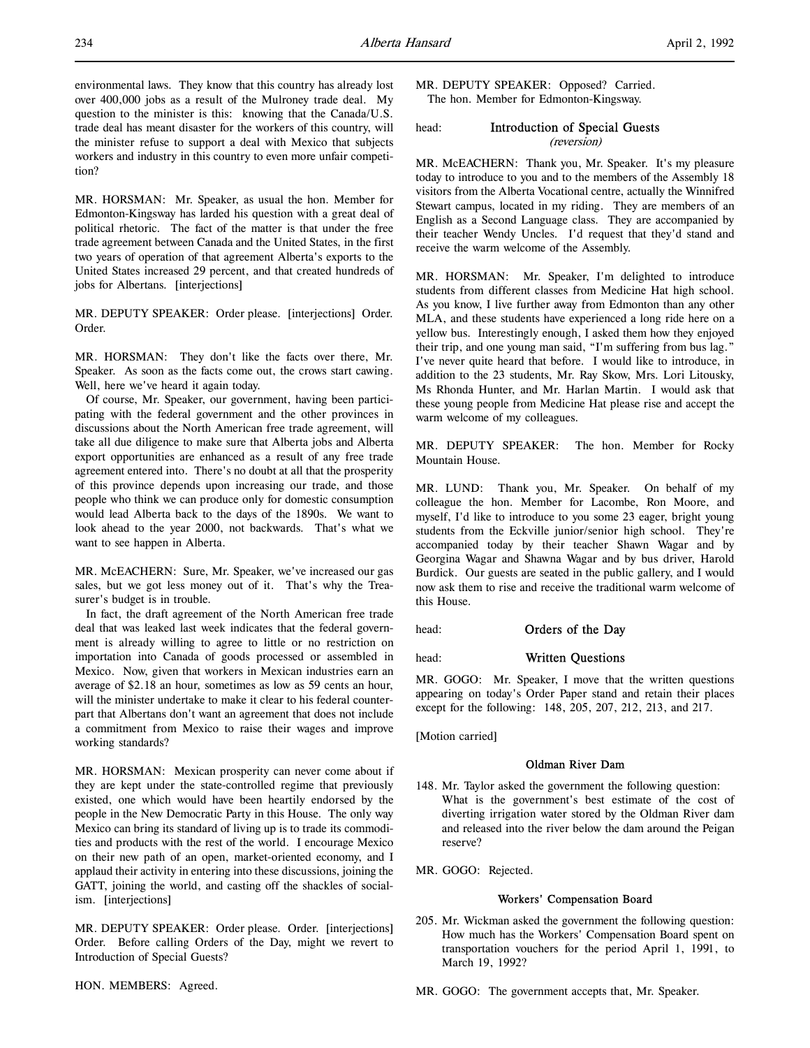environmental laws. They know that this country has already lost over 400,000 jobs as a result of the Mulroney trade deal. My question to the minister is this: knowing that the Canada/U.S. trade deal has meant disaster for the workers of this country, will the minister refuse to support a deal with Mexico that subjects workers and industry in this country to even more unfair competition?

MR. HORSMAN: Mr. Speaker, as usual the hon. Member for Edmonton-Kingsway has larded his question with a great deal of political rhetoric. The fact of the matter is that under the free trade agreement between Canada and the United States, in the first two years of operation of that agreement Alberta's exports to the United States increased 29 percent, and that created hundreds of jobs for Albertans. [interjections]

MR. DEPUTY SPEAKER: Order please. [interjections] Order. Order.

MR. HORSMAN: They don't like the facts over there, Mr. Speaker. As soon as the facts come out, the crows start cawing. Well, here we've heard it again today.

Of course, Mr. Speaker, our government, having been participating with the federal government and the other provinces in discussions about the North American free trade agreement, will take all due diligence to make sure that Alberta jobs and Alberta export opportunities are enhanced as a result of any free trade agreement entered into. There's no doubt at all that the prosperity of this province depends upon increasing our trade, and those people who think we can produce only for domestic consumption would lead Alberta back to the days of the 1890s. We want to look ahead to the year 2000, not backwards. That's what we want to see happen in Alberta.

MR. McEACHERN: Sure, Mr. Speaker, we've increased our gas sales, but we got less money out of it. That's why the Treasurer's budget is in trouble.

In fact, the draft agreement of the North American free trade deal that was leaked last week indicates that the federal government is already willing to agree to little or no restriction on importation into Canada of goods processed or assembled in Mexico. Now, given that workers in Mexican industries earn an average of $2.18 an hour, sometimes as low as 59 cents an hour, will the minister undertake to make it clear to his federal counterpart that Albertans don't want an agreement that does not include a commitment from Mexico to raise their wages and improve working standards?

MR. HORSMAN: Mexican prosperity can never come about if they are kept under the state-controlled regime that previously existed, one which would have been heartily endorsed by the people in the New Democratic Party in this House. The only way Mexico can bring its standard of living up is to trade its commodities and products with the rest of the world. I encourage Mexico on their new path of an open, market-oriented economy, and I applaud their activity in entering into these discussions, joining the GATT, joining the world, and casting off the shackles of socialism. [interjections]

MR. DEPUTY SPEAKER: Order please. Order. [interjections] Order. Before calling Orders of the Day, might we revert to Introduction of Special Guests?

HON. MEMBERS: Agreed.

MR. DEPUTY SPEAKER: Opposed? Carried.

The hon. Member for Edmonton-Kingsway.

## head: Introduction of Special Guests
*(reversion)*

MR. McEACHERN: Thank you, Mr. Speaker. It's my pleasure today to introduce to you and to the members of the Assembly 18 visitors from the Alberta Vocational centre, actually the Winnifred Stewart campus, located in my riding. They are members of an English as a Second Language class. They are accompanied by their teacher Wendy Uncles. I'd request that they'd stand and receive the warm welcome of the Assembly.

MR. HORSMAN: Mr. Speaker, I'm delighted to introduce students from different classes from Medicine Hat high school. As you know, I live further away from Edmonton than any other MLA, and these students have experienced a long ride here on a yellow bus. Interestingly enough, I asked them how they enjoyed their trip, and one young man said, "I'm suffering from bus lag." I've never quite heard that before. I would like to introduce, in addition to the 23 students, Mr. Ray Skow, Mrs. Lori Litousky, Ms Rhonda Hunter, and Mr. Harlan Martin. I would ask that these young people from Medicine Hat please rise and accept the warm welcome of my colleagues.

MR. DEPUTY SPEAKER: The hon. Member for Rocky Mountain House.

MR. LUND: Thank you, Mr. Speaker. On behalf of my colleague the hon. Member for Lacombe, Ron Moore, and myself, I'd like to introduce to you some 23 eager, bright young students from the Eckville junior/senior high school. They're accompanied today by their teacher Shawn Wagar and by Georgina Wagar and Shawna Wagar and by bus driver, Harold Burdick. Our guests are seated in the public gallery, and I would now ask them to rise and receive the traditional warm welcome of this House.

## head: Orders of the Day

## head: Written Questions

MR. GOGO: Mr. Speaker, I move that the written questions appearing on today's Order Paper stand and retain their places except for the following: 148, 205, 207, 212, 213, and 217.

[Motion carried]

### Oldman River Dam

148. Mr. Taylor asked the government the following question: What is the government's best estimate of the cost of diverting irrigation water stored by the Oldman River dam and released into the river below the dam around the Peigan reserve?

MR. GOGO: Rejected.

### Workers' Compensation Board

205. Mr. Wickman asked the government the following question: How much has the Workers' Compensation Board spent on transportation vouchers for the period April 1, 1991, to March 19, 1992?

MR. GOGO: The government accepts that, Mr. Speaker.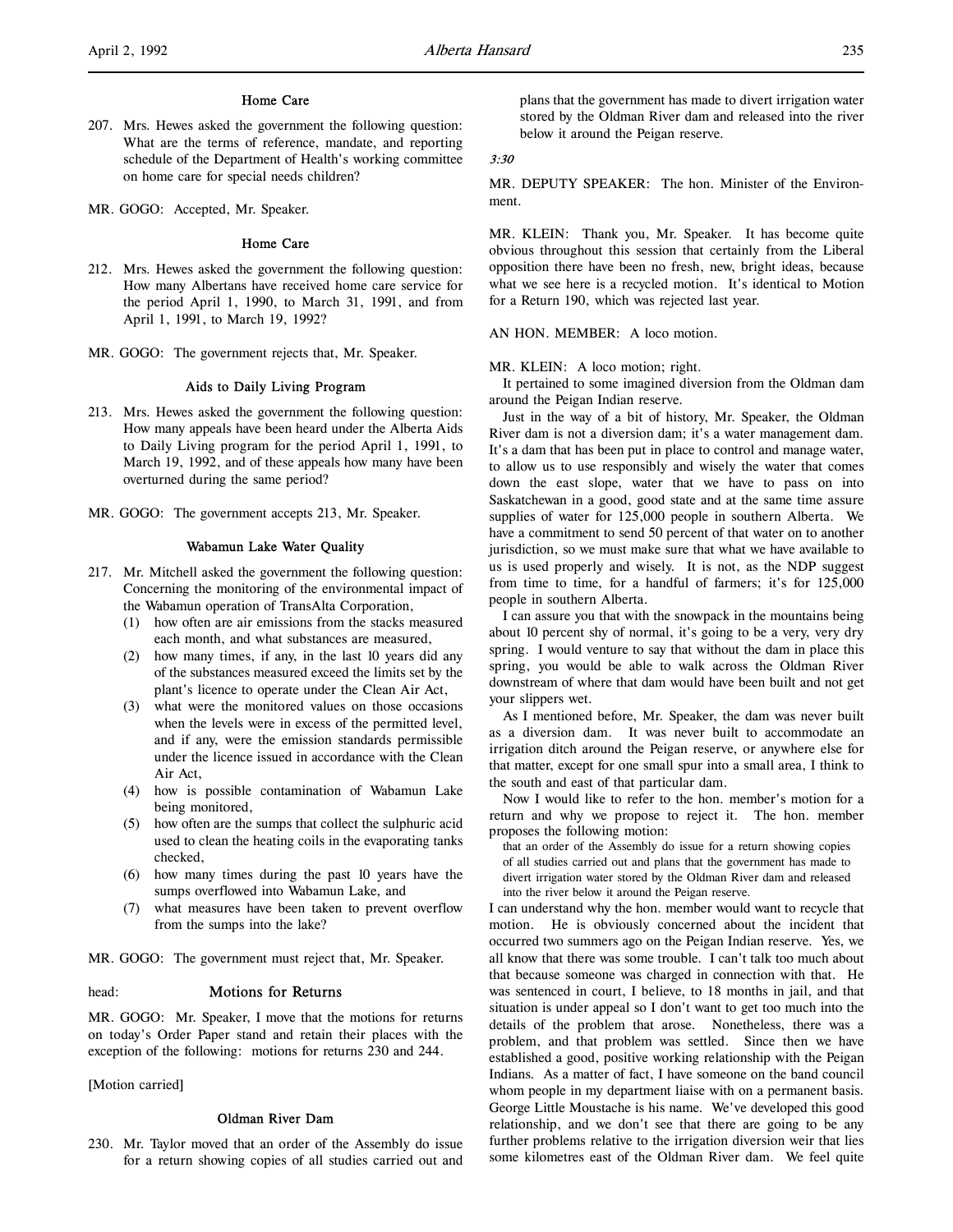### Home Care

207. Mrs. Hewes asked the government the following question: What are the terms of reference, mandate, and reporting schedule of the Department of Health's working committee on home care for special needs children?

MR. GOGO: Accepted, Mr. Speaker.

### Home Care

212. Mrs. Hewes asked the government the following question: How many Albertans have received home care service for the period April 1, 1990, to March 31, 1991, and from April 1, 1991, to March 19, 1992?

MR. GOGO: The government rejects that, Mr. Speaker.

### Aids to Daily Living Program

213. Mrs. Hewes asked the government the following question: How many appeals have been heard under the Alberta Aids to Daily Living program for the period April 1, 1991, to March 19, 1992, and of these appeals how many have been overturned during the same period?

MR. GOGO: The government accepts 213, Mr. Speaker.

### Wabamun Lake Water Quality

217. Mr. Mitchell asked the government the following question: Concerning the monitoring of the environmental impact of the Wabamun operation of TransAlta Corporation,
   (1) how often are air emissions from the stacks measured each month, and what substances are measured,
   (2) how many times, if any, in the last 10 years did any of the substances measured exceed the limits set by the plant's licence to operate under the Clean Air Act,
   (3) what were the monitored values on those occasions when the levels were in excess of the permitted level, and if any, were the emission standards permissible under the licence issued in accordance with the Clean Air Act,
   (4) how is possible contamination of Wabamun Lake being monitored,
   (5) how often are the sumps that collect the sulphuric acid used to clean the heating coils in the evaporating tanks checked,
   (6) how many times during the past 10 years have the sumps overflowed into Wabamun Lake, and
   (7) what measures have been taken to prevent overflow from the sumps into the lake?

MR. GOGO: The government must reject that, Mr. Speaker.

head: **Motions for Returns**

MR. GOGO: Mr. Speaker, I move that the motions for returns on today's Order Paper stand and retain their places with the exception of the following: motions for returns 230 and 244.

[Motion carried]

### Oldman River Dam

230. Mr. Taylor moved that an order of the Assembly do issue for a return showing copies of all studies carried out and plans that the government has made to divert irrigation water stored by the Oldman River dam and released into the river below it around the Peigan reserve.

*3:30*

MR. DEPUTY SPEAKER: The hon. Minister of the Environment.

MR. KLEIN: Thank you, Mr. Speaker. It has become quite obvious throughout this session that certainly from the Liberal opposition there have been no fresh, new, bright ideas, because what we see here is a recycled motion. It's identical to Motion for a Return 190, which was rejected last year.

AN HON. MEMBER: A loco motion.

MR. KLEIN: A loco motion; right.

It pertained to some imagined diversion from the Oldman dam around the Peigan Indian reserve.

Just in the way of a bit of history, Mr. Speaker, the Oldman River dam is not a diversion dam; it's a water management dam. It's a dam that has been put in place to control and manage water, to allow us to use responsibly and wisely the water that comes down the east slope, water that we have to pass on into Saskatchewan in a good, good state and at the same time assure supplies of water for 125,000 people in southern Alberta. We have a commitment to send 50 percent of that water on to another jurisdiction, so we must make sure that what we have available to us is used properly and wisely. It is not, as the NDP suggest from time to time, for a handful of farmers; it's for 125,000 people in southern Alberta.

I can assure you that with the snowpack in the mountains being about 10 percent shy of normal, it's going to be a very, very dry spring. I would venture to say that without the dam in place this spring, you would be able to walk across the Oldman River downstream of where that dam would have been built and not get your slippers wet.

As I mentioned before, Mr. Speaker, the dam was never built as a diversion dam. It was never built to accommodate an irrigation ditch around the Peigan reserve, or anywhere else for that matter, except for one small spur into a small area, I think to the south and east of that particular dam.

Now I would like to refer to the hon. member's motion for a return and why we propose to reject it. The hon. member proposes the following motion:

> that an order of the Assembly do issue for a return showing copies of all studies carried out and plans that the government has made to divert irrigation water stored by the Oldman River dam and released into the river below it around the Peigan reserve.

I can understand why the hon. member would want to recycle that motion. He is obviously concerned about the incident that occurred two summers ago on the Peigan Indian reserve. Yes, we all know that there was some trouble. I can't talk too much about that because someone was charged in connection with that. He was sentenced in court, I believe, to 18 months in jail, and that situation is under appeal so I don't want to get too much into the details of the problem that arose. Nonetheless, there was a problem, and that problem was settled. Since then we have established a good, positive working relationship with the Peigan Indians. As a matter of fact, I have someone on the band council whom people in my department liaise with on a permanent basis. George Little Moustache is his name. We've developed this good relationship, and we don't see that there are going to be any further problems relative to the irrigation diversion weir that lies some kilometres east of the Oldman River dam. We feel quite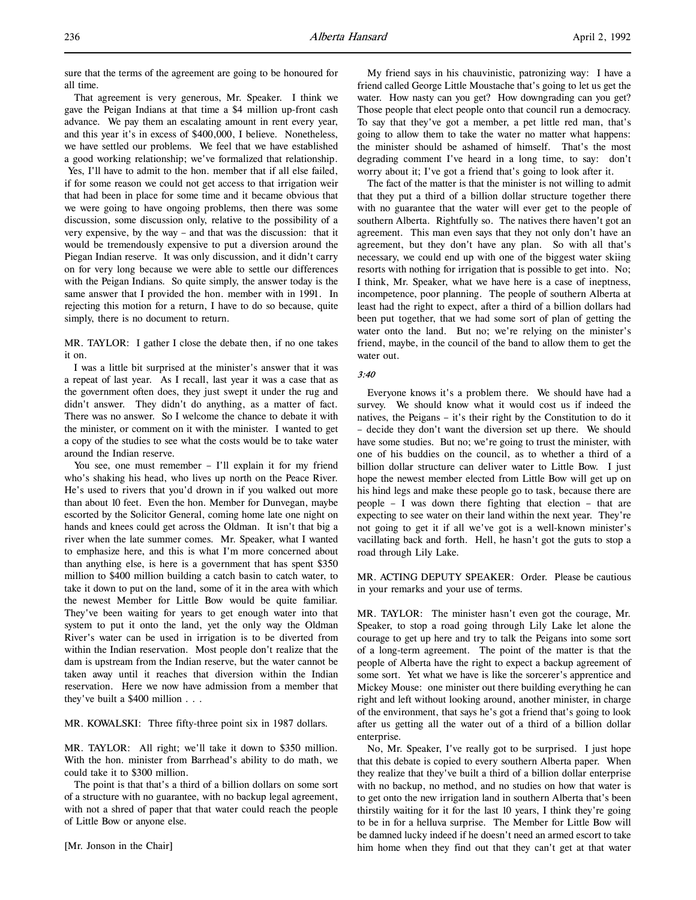sure that the terms of the agreement are going to be honoured for all time.

That agreement is very generous, Mr. Speaker. I think we gave the Peigan Indians at that time a $4 million up-front cash advance. We pay them an escalating amount in rent every year, and this year it's in excess of $400,000, I believe. Nonetheless, we have settled our problems. We feel that we have established a good working relationship; we've formalized that relationship. Yes, I'll have to admit to the hon. member that if all else failed, if for some reason we could not get access to that irrigation weir that had been in place for some time and it became obvious that we were going to have ongoing problems, then there was some discussion, some discussion only, relative to the possibility of a very expensive, by the way – and that was the discussion: that it would be tremendously expensive to put a diversion around the Piegan Indian reserve. It was only discussion, and it didn't carry on for very long because we were able to settle our differences with the Peigan Indians. So quite simply, the answer today is the same answer that I provided the hon. member with in 1991. In rejecting this motion for a return, I have to do so because, quite simply, there is no document to return.

MR. TAYLOR: I gather I close the debate then, if no one takes it on.

I was a little bit surprised at the minister's answer that it was a repeat of last year. As I recall, last year it was a case that as the government often does, they just swept it under the rug and didn't answer. They didn't do anything, as a matter of fact. There was no answer. So I welcome the chance to debate it with the minister, or comment on it with the minister. I wanted to get a copy of the studies to see what the costs would be to take water around the Indian reserve.

You see, one must remember – I'll explain it for my friend who's shaking his head, who lives up north on the Peace River. He's used to rivers that you'd drown in if you walked out more than about 10 feet. Even the hon. Member for Dunvegan, maybe escorted by the Solicitor General, coming home late one night on hands and knees could get across the Oldman. It isn't that big a river when the late summer comes. Mr. Speaker, what I wanted to emphasize here, and this is what I'm more concerned about than anything else, is here is a government that has spent $350 million to $400 million building a catch basin to catch water, to take it down to put on the land, some of it in the area with which the newest Member for Little Bow would be quite familiar. They've been waiting for years to get enough water into that system to put it onto the land, yet the only way the Oldman River's water can be used in irrigation is to be diverted from within the Indian reservation. Most people don't realize that the dam is upstream from the Indian reserve, but the water cannot be taken away until it reaches that diversion within the Indian reservation. Here we now have admission from a member that they've built a $400 million . . .

MR. KOWALSKI: Three fifty-three point six in 1987 dollars.

MR. TAYLOR: All right; we'll take it down to $350 million. With the hon. minister from Barrhead's ability to do math, we could take it to $300 million.

The point is that that's a third of a billion dollars on some sort of a structure with no guarantee, with no backup legal agreement, with not a shred of paper that that water could reach the people of Little Bow or anyone else.

[Mr. Jonson in the Chair]

My friend says in his chauvinistic, patronizing way: I have a friend called George Little Moustache that's going to let us get the water. How nasty can you get? How downgrading can you get? Those people that elect people onto that council run a democracy. To say that they've got a member, a pet little red man, that's going to allow them to take the water no matter what happens: the minister should be ashamed of himself. That's the most degrading comment I've heard in a long time, to say: don't worry about it; I've got a friend that's going to look after it.

The fact of the matter is that the minister is not willing to admit that they put a third of a billion dollar structure together there with no guarantee that the water will ever get to the people of southern Alberta. Rightfully so. The natives there haven't got an agreement. This man even says that they not only don't have an agreement, but they don't have any plan. So with all that's necessary, we could end up with one of the biggest water skiing resorts with nothing for irrigation that is possible to get into. No; I think, Mr. Speaker, what we have here is a case of ineptness, incompetence, poor planning. The people of southern Alberta at least had the right to expect, after a third of a billion dollars had been put together, that we had some sort of plan of getting the water onto the land. But no; we're relying on the minister's friend, maybe, in the council of the band to allow them to get the water out.

*3:40*

Everyone knows it's a problem there. We should have had a survey. We should know what it would cost us if indeed the natives, the Peigans – it's their right by the Constitution to do it – decide they don't want the diversion set up there. We should have some studies. But no; we're going to trust the minister, with one of his buddies on the council, as to whether a third of a billion dollar structure can deliver water to Little Bow. I just hope the newest member elected from Little Bow will get up on his hind legs and make these people go to task, because there are people – I was down there fighting that election – that are expecting to see water on their land within the next year. They're not going to get it if all we've got is a well-known minister's vacillating back and forth. Hell, he hasn't got the guts to stop a road through Lily Lake.

MR. ACTING DEPUTY SPEAKER: Order. Please be cautious in your remarks and your use of terms.

MR. TAYLOR: The minister hasn't even got the courage, Mr. Speaker, to stop a road going through Lily Lake let alone the courage to get up here and try to talk the Peigans into some sort of a long-term agreement. The point of the matter is that the people of Alberta have the right to expect a backup agreement of some sort. Yet what we have is like the sorcerer's apprentice and Mickey Mouse: one minister out there building everything he can right and left without looking around, another minister, in charge of the environment, that says he's got a friend that's going to look after us getting all the water out of a third of a billion dollar enterprise.

No, Mr. Speaker, I've really got to be surprised. I just hope that this debate is copied to every southern Alberta paper. When they realize that they've built a third of a billion dollar enterprise with no backup, no method, and no studies on how that water is to get onto the new irrigation land in southern Alberta that's been thirstily waiting for it for the last 10 years, I think they're going to be in for a helluva surprise. The Member for Little Bow will be damned lucky indeed if he doesn't need an armed escort to take him home when they find out that they can't get at that water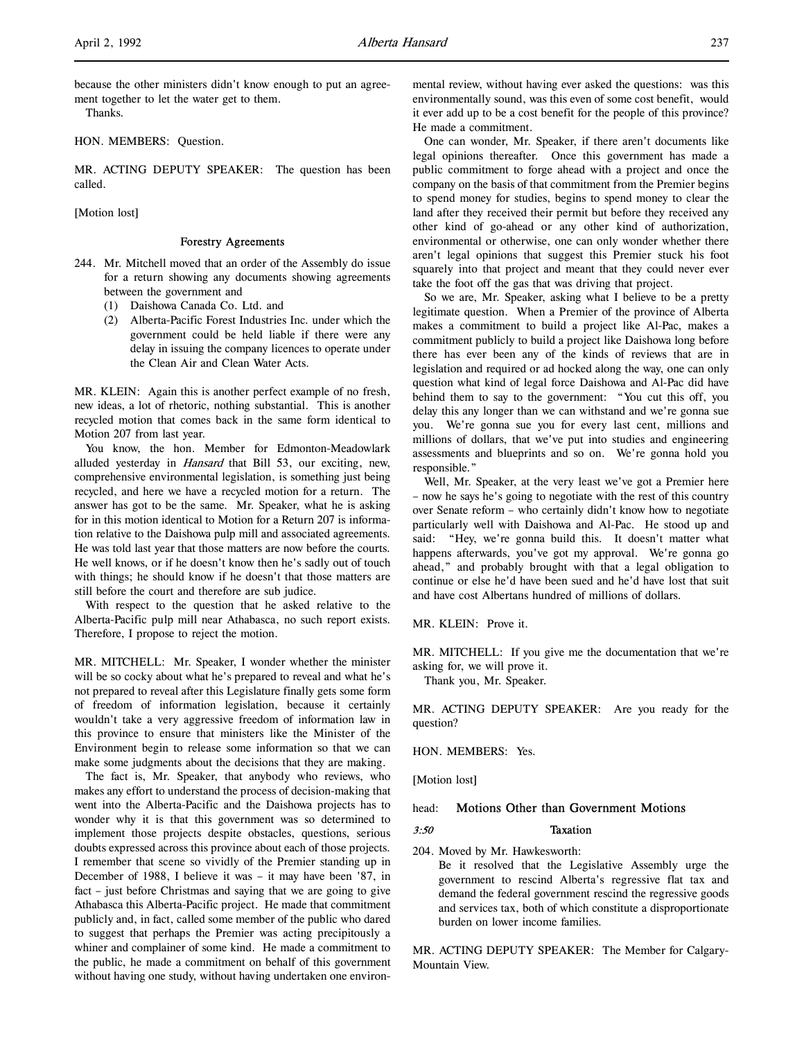because the other ministers didn't know enough to put an agreement together to let the water get to them.

Thanks.

HON. MEMBERS: Question.

MR. ACTING DEPUTY SPEAKER: The question has been called.

[Motion lost]

### Forestry Agreements

244. Mr. Mitchell moved that an order of the Assembly do issue for a return showing any documents showing agreements between the government and
    (1) Daishowa Canada Co. Ltd. and
    (2) Alberta-Pacific Forest Industries Inc. under which the government could be held liable if there were any delay in issuing the company licences to operate under the Clean Air and Clean Water Acts.

MR. KLEIN: Again this is another perfect example of no fresh, new ideas, a lot of rhetoric, nothing substantial. This is another recycled motion that comes back in the same form identical to Motion 207 from last year.

You know, the hon. Member for Edmonton-Meadowlark alluded yesterday in *Hansard* that Bill 53, our exciting, new, comprehensive environmental legislation, is something just being recycled, and here we have a recycled motion for a return. The answer has got to be the same. Mr. Speaker, what he is asking for in this motion identical to Motion for a Return 207 is information relative to the Daishowa pulp mill and associated agreements. He was told last year that those matters are now before the courts. He well knows, or if he doesn't know then he's sadly out of touch with things; he should know if he doesn't that those matters are still before the court and therefore are sub judice.

With respect to the question that he asked relative to the Alberta-Pacific pulp mill near Athabasca, no such report exists. Therefore, I propose to reject the motion.

MR. MITCHELL: Mr. Speaker, I wonder whether the minister will be so cocky about what he's prepared to reveal and what he's not prepared to reveal after this Legislature finally gets some form of freedom of information legislation, because it certainly wouldn't take a very aggressive freedom of information law in this province to ensure that ministers like the Minister of the Environment begin to release some information so that we can make some judgments about the decisions that they are making.

The fact is, Mr. Speaker, that anybody who reviews, who makes any effort to understand the process of decision-making that went into the Alberta-Pacific and the Daishowa projects has to wonder why it is that this government was so determined to implement those projects despite obstacles, questions, serious doubts expressed across this province about each of those projects. I remember that scene so vividly of the Premier standing up in December of 1988, I believe it was – it may have been '87, in fact – just before Christmas and saying that we are going to give Athabasca this Alberta-Pacific project. He made that commitment publicly and, in fact, called some member of the public who dared to suggest that perhaps the Premier was acting precipitously a whiner and complainer of some kind. He made a commitment to the public, he made a commitment on behalf of this government without having one study, without having undertaken one environmental review, without having ever asked the questions: was this environmentally sound, was this even of some cost benefit, would it ever add up to be a cost benefit for the people of this province? He made a commitment.

One can wonder, Mr. Speaker, if there aren't documents like legal opinions thereafter. Once this government has made a public commitment to forge ahead with a project and once the company on the basis of that commitment from the Premier begins to spend money for studies, begins to spend money to clear the land after they received their permit but before they received any other kind of go-ahead or any other kind of authorization, environmental or otherwise, one can only wonder whether there aren't legal opinions that suggest this Premier stuck his foot squarely into that project and meant that they could never ever take the foot off the gas that was driving that project.

So we are, Mr. Speaker, asking what I believe to be a pretty legitimate question. When a Premier of the province of Alberta makes a commitment to build a project like Al-Pac, makes a commitment publicly to build a project like Daishowa long before there has ever been any of the kinds of reviews that are in legislation and required or ad hocked along the way, one can only question what kind of legal force Daishowa and Al-Pac did have behind them to say to the government: "You cut this off, you delay this any longer than we can withstand and we're gonna sue you. We're gonna sue you for every last cent, millions and millions of dollars, that we've put into studies and engineering assessments and blueprints and so on. We're gonna hold you responsible."

Well, Mr. Speaker, at the very least we've got a Premier here – now he says he's going to negotiate with the rest of this country over Senate reform – who certainly didn't know how to negotiate particularly well with Daishowa and Al-Pac. He stood up and said: "Hey, we're gonna build this. It doesn't matter what happens afterwards, you've got my approval. We're gonna go ahead," and probably brought with that a legal obligation to continue or else he'd have been sued and he'd have lost that suit and have cost Albertans hundred of millions of dollars.

MR. KLEIN: Prove it.

MR. MITCHELL: If you give me the documentation that we're asking for, we will prove it.

Thank you, Mr. Speaker.

MR. ACTING DEPUTY SPEAKER: Are you ready for the question?

HON. MEMBERS: Yes.

[Motion lost]

## head: Motions Other than Government Motions

*3:50*

### Taxation

204. Moved by Mr. Hawkesworth:
    Be it resolved that the Legislative Assembly urge the government to rescind Alberta's regressive flat tax and demand the federal government rescind the regressive goods and services tax, both of which constitute a disproportionate burden on lower income families.

MR. ACTING DEPUTY SPEAKER: The Member for Calgary-Mountain View.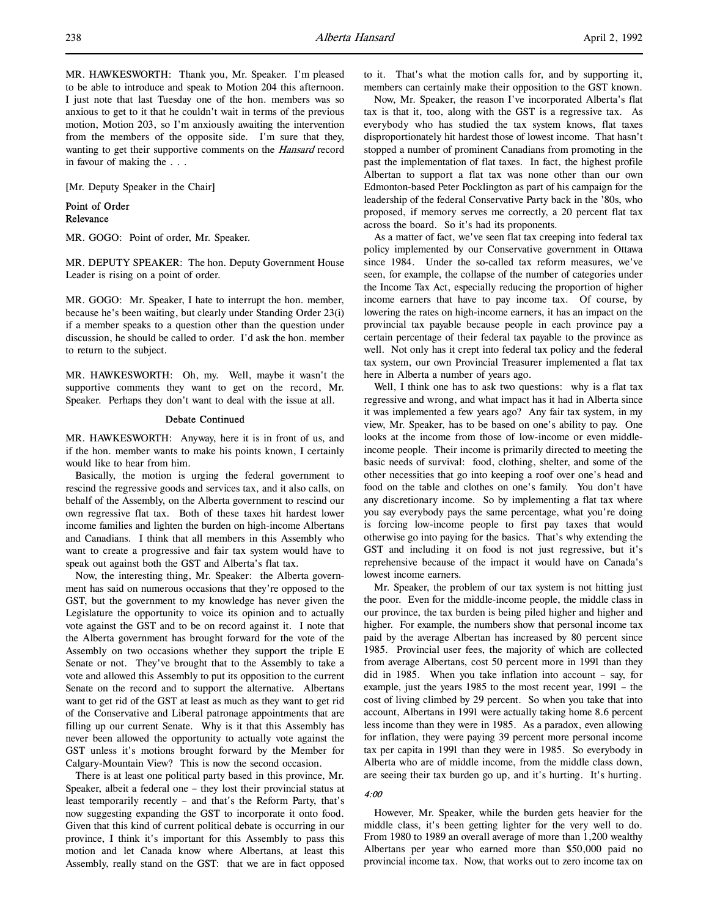MR. HAWKESWORTH: Thank you, Mr. Speaker. I'm pleased to be able to introduce and speak to Motion 204 this afternoon. I just note that last Tuesday one of the hon. members was so anxious to get to it that he couldn't wait in terms of the previous motion, Motion 203, so I'm anxiously awaiting the intervention from the members of the opposite side. I'm sure that they, wanting to get their supportive comments on the *Hansard* record in favour of making the . . .

[Mr. Deputy Speaker in the Chair]

**Point of Order**
**Relevance**

MR. GOGO: Point of order, Mr. Speaker.

MR. DEPUTY SPEAKER: The hon. Deputy Government House Leader is rising on a point of order.

MR. GOGO: Mr. Speaker, I hate to interrupt the hon. member, because he's been waiting, but clearly under Standing Order 23(i) if a member speaks to a question other than the question under discussion, he should be called to order. I'd ask the hon. member to return to the subject.

MR. HAWKESWORTH: Oh, my. Well, maybe it wasn't the supportive comments they want to get on the record, Mr. Speaker. Perhaps they don't want to deal with the issue at all.

**Debate Continued**

MR. HAWKESWORTH: Anyway, here it is in front of us, and if the hon. member wants to make his points known, I certainly would like to hear from him.

Basically, the motion is urging the federal government to rescind the regressive goods and services tax, and it also calls, on behalf of the Assembly, on the Alberta government to rescind our own regressive flat tax. Both of these taxes hit hardest lower income families and lighten the burden on high-income Albertans and Canadians. I think that all members in this Assembly who want to create a progressive and fair tax system would have to speak out against both the GST and Alberta's flat tax.

Now, the interesting thing, Mr. Speaker: the Alberta government has said on numerous occasions that they're opposed to the GST, but the government to my knowledge has never given the Legislature the opportunity to voice its opinion and to actually vote against the GST and to be on record against it. I note that the Alberta government has brought forward for the vote of the Assembly on two occasions whether they support the triple E Senate or not. They've brought that to the Assembly to take a vote and allowed this Assembly to put its opposition to the current Senate on the record and to support the alternative. Albertans want to get rid of the GST at least as much as they want to get rid of the Conservative and Liberal patronage appointments that are filling up our current Senate. Why is it that this Assembly has never been allowed the opportunity to actually vote against the GST unless it's motions brought forward by the Member for Calgary-Mountain View? This is now the second occasion.

There is at least one political party based in this province, Mr. Speaker, albeit a federal one – they lost their provincial status at least temporarily recently – and that's the Reform Party, that's now suggesting expanding the GST to incorporate it onto food. Given that this kind of current political debate is occurring in our province, I think it's important for this Assembly to pass this motion and let Canada know where Albertans, at least this Assembly, really stand on the GST: that we are in fact opposed to it. That's what the motion calls for, and by supporting it, members can certainly make their opposition to the GST known.

Now, Mr. Speaker, the reason I've incorporated Alberta's flat tax is that it, too, along with the GST is a regressive tax. As everybody who has studied the tax system knows, flat taxes disproportionately hit hardest those of lowest income. That hasn't stopped a number of prominent Canadians from promoting in the past the implementation of flat taxes. In fact, the highest profile Albertan to support a flat tax was none other than our own Edmonton-based Peter Pocklington as part of his campaign for the leadership of the federal Conservative Party back in the '80s, who proposed, if memory serves me correctly, a 20 percent flat tax across the board. So it's had its proponents.

As a matter of fact, we've seen flat tax creeping into federal tax policy implemented by our Conservative government in Ottawa since 1984. Under the so-called tax reform measures, we've seen, for example, the collapse of the number of categories under the Income Tax Act, especially reducing the proportion of higher income earners that have to pay income tax. Of course, by lowering the rates on high-income earners, it has an impact on the provincial tax payable because people in each province pay a certain percentage of their federal tax payable to the province as well. Not only has it crept into federal tax policy and the federal tax system, our own Provincial Treasurer implemented a flat tax here in Alberta a number of years ago.

Well, I think one has to ask two questions: why is a flat tax regressive and wrong, and what impact has it had in Alberta since it was implemented a few years ago? Any fair tax system, in my view, Mr. Speaker, has to be based on one's ability to pay. One looks at the income from those of low-income or even middle-income people. Their income is primarily directed to meeting the basic needs of survival: food, clothing, shelter, and some of the other necessities that go into keeping a roof over one's head and food on the table and clothes on one's family. You don't have any discretionary income. So by implementing a flat tax where you say everybody pays the same percentage, what you're doing is forcing low-income people to first pay taxes that would otherwise go into paying for the basics. That's why extending the GST and including it on food is not just regressive, but it's reprehensive because of the impact it would have on Canada's lowest income earners.

Mr. Speaker, the problem of our tax system is not hitting just the poor. Even for the middle-income people, the middle class in our province, the tax burden is being piled higher and higher and higher. For example, the numbers show that personal income tax paid by the average Albertan has increased by 80 percent since 1985. Provincial user fees, the majority of which are collected from average Albertans, cost 50 percent more in 1991 than they did in 1985. When you take inflation into account – say, for example, just the years 1985 to the most recent year, 1991 – the cost of living climbed by 29 percent. So when you take that into account, Albertans in 1991 were actually taking home 8.6 percent less income than they were in 1985. As a paradox, even allowing for inflation, they were paying 39 percent more personal income tax per capita in 1991 than they were in 1985. So everybody in Alberta who are of middle income, from the middle class down, are seeing their tax burden go up, and it's hurting. It's hurting.

*4:00*

However, Mr. Speaker, while the burden gets heavier for the middle class, it's been getting lighter for the very well to do. From 1980 to 1989 an overall average of more than 1,200 wealthy Albertans per year who earned more than $50,000 paid no provincial income tax. Now, that works out to zero income tax on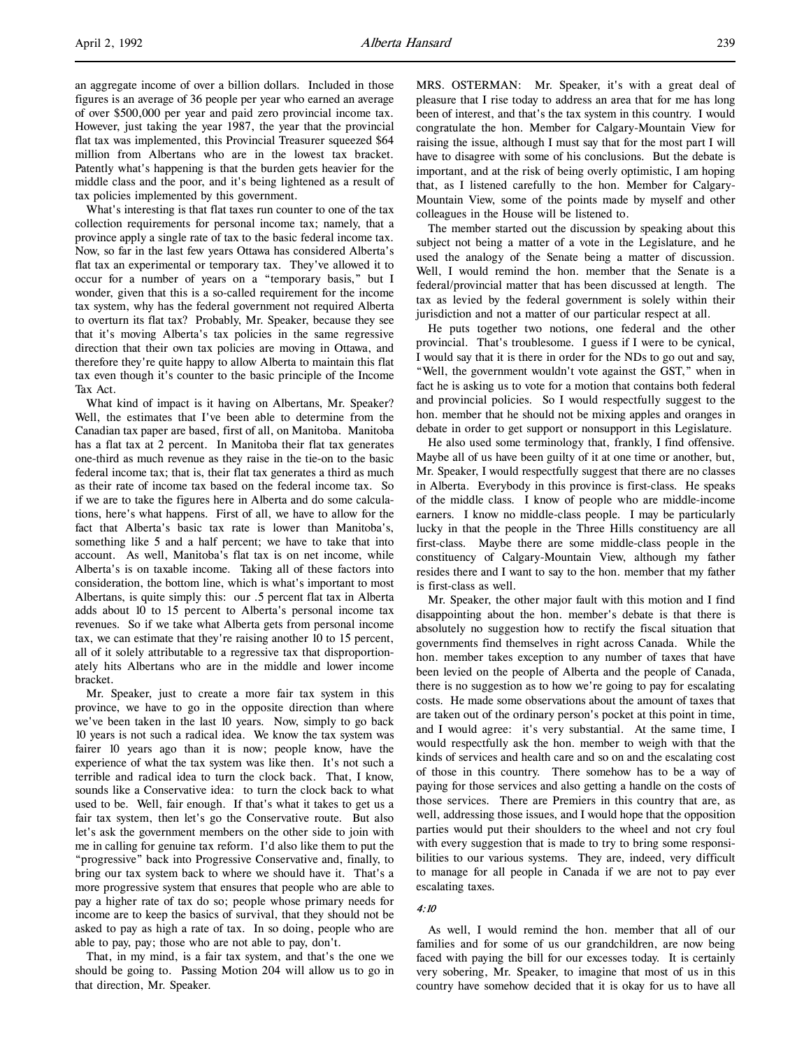an aggregate income of over a billion dollars. Included in those figures is an average of 36 people per year who earned an average of over $500,000 per year and paid zero provincial income tax. However, just taking the year 1987, the year that the provincial flat tax was implemented, this Provincial Treasurer squeezed $64 million from Albertans who are in the lowest tax bracket. Patently what's happening is that the burden gets heavier for the middle class and the poor, and it's being lightened as a result of tax policies implemented by this government.

What's interesting is that flat taxes run counter to one of the tax collection requirements for personal income tax; namely, that a province apply a single rate of tax to the basic federal income tax. Now, so far in the last few years Ottawa has considered Alberta's flat tax an experimental or temporary tax. They've allowed it to occur for a number of years on a "temporary basis," but I wonder, given that this is a so-called requirement for the income tax system, why has the federal government not required Alberta to overturn its flat tax? Probably, Mr. Speaker, because they see that it's moving Alberta's tax policies in the same regressive direction that their own tax policies are moving in Ottawa, and therefore they're quite happy to allow Alberta to maintain this flat tax even though it's counter to the basic principle of the Income Tax Act.

What kind of impact is it having on Albertans, Mr. Speaker? Well, the estimates that I've been able to determine from the Canadian tax paper are based, first of all, on Manitoba. Manitoba has a flat tax at 2 percent. In Manitoba their flat tax generates one-third as much revenue as they raise in the tie-on to the basic federal income tax; that is, their flat tax generates a third as much as their rate of income tax based on the federal income tax. So if we are to take the figures here in Alberta and do some calculations, here's what happens. First of all, we have to allow for the fact that Alberta's basic tax rate is lower than Manitoba's, something like 5 and a half percent; we have to take that into account. As well, Manitoba's flat tax is on net income, while Alberta's is on taxable income. Taking all of these factors into consideration, the bottom line, which is what's important to most Albertans, is quite simply this: our .5 percent flat tax in Alberta adds about 10 to 15 percent to Alberta's personal income tax revenues. So if we take what Alberta gets from personal income tax, we can estimate that they're raising another 10 to 15 percent, all of it solely attributable to a regressive tax that disproportionately hits Albertans who are in the middle and lower income bracket.

Mr. Speaker, just to create a more fair tax system in this province, we have to go in the opposite direction than where we've been taken in the last 10 years. Now, simply to go back 10 years is not such a radical idea. We know the tax system was fairer 10 years ago than it is now; people know, have the experience of what the tax system was like then. It's not such a terrible and radical idea to turn the clock back. That, I know, sounds like a Conservative idea: to turn the clock back to what used to be. Well, fair enough. If that's what it takes to get us a fair tax system, then let's go the Conservative route. But also let's ask the government members on the other side to join with me in calling for genuine tax reform. I'd also like them to put the "progressive" back into Progressive Conservative and, finally, to bring our tax system back to where we should have it. That's a more progressive system that ensures that people who are able to pay a higher rate of tax do so; people whose primary needs for income are to keep the basics of survival, that they should not be asked to pay as high a rate of tax. In so doing, people who are able to pay, pay; those who are not able to pay, don't.

That, in my mind, is a fair tax system, and that's the one we should be going to. Passing Motion 204 will allow us to go in that direction, Mr. Speaker.

MRS. OSTERMAN: Mr. Speaker, it's with a great deal of pleasure that I rise today to address an area that for me has long been of interest, and that's the tax system in this country. I would congratulate the hon. Member for Calgary-Mountain View for raising the issue, although I must say that for the most part I will have to disagree with some of his conclusions. But the debate is important, and at the risk of being overly optimistic, I am hoping that, as I listened carefully to the hon. Member for Calgary-Mountain View, some of the points made by myself and other colleagues in the House will be listened to.

The member started out the discussion by speaking about this subject not being a matter of a vote in the Legislature, and he used the analogy of the Senate being a matter of discussion. Well, I would remind the hon. member that the Senate is a federal/provincial matter that has been discussed at length. The tax as levied by the federal government is solely within their jurisdiction and not a matter of our particular respect at all.

He puts together two notions, one federal and the other provincial. That's troublesome. I guess if I were to be cynical, I would say that it is there in order for the NDs to go out and say, "Well, the government wouldn't vote against the GST," when in fact he is asking us to vote for a motion that contains both federal and provincial policies. So I would respectfully suggest to the hon. member that he should not be mixing apples and oranges in debate in order to get support or nonsupport in this Legislature.

He also used some terminology that, frankly, I find offensive. Maybe all of us have been guilty of it at one time or another, but, Mr. Speaker, I would respectfully suggest that there are no classes in Alberta. Everybody in this province is first-class. He speaks of the middle class. I know of people who are middle-income earners. I know no middle-class people. I may be particularly lucky in that the people in the Three Hills constituency are all first-class. Maybe there are some middle-class people in the constituency of Calgary-Mountain View, although my father resides there and I want to say to the hon. member that my father is first-class as well.

Mr. Speaker, the other major fault with this motion and I find disappointing about the hon. member's debate is that there is absolutely no suggestion how to rectify the fiscal situation that governments find themselves in right across Canada. While the hon. member takes exception to any number of taxes that have been levied on the people of Alberta and the people of Canada, there is no suggestion as to how we're going to pay for escalating costs. He made some observations about the amount of taxes that are taken out of the ordinary person's pocket at this point in time, and I would agree: it's very substantial. At the same time, I would respectfully ask the hon. member to weigh with that the kinds of services and health care and so on and the escalating cost of those in this country. There somehow has to be a way of paying for those services and also getting a handle on the costs of those services. There are Premiers in this country that are, as well, addressing those issues, and I would hope that the opposition parties would put their shoulders to the wheel and not cry foul with every suggestion that is made to try to bring some responsibilities to our various systems. They are, indeed, very difficult to manage for all people in Canada if we are not to pay ever escalating taxes.

*4:10*

As well, I would remind the hon. member that all of our families and for some of us our grandchildren, are now being faced with paying the bill for our excesses today. It is certainly very sobering, Mr. Speaker, to imagine that most of us in this country have somehow decided that it is okay for us to have all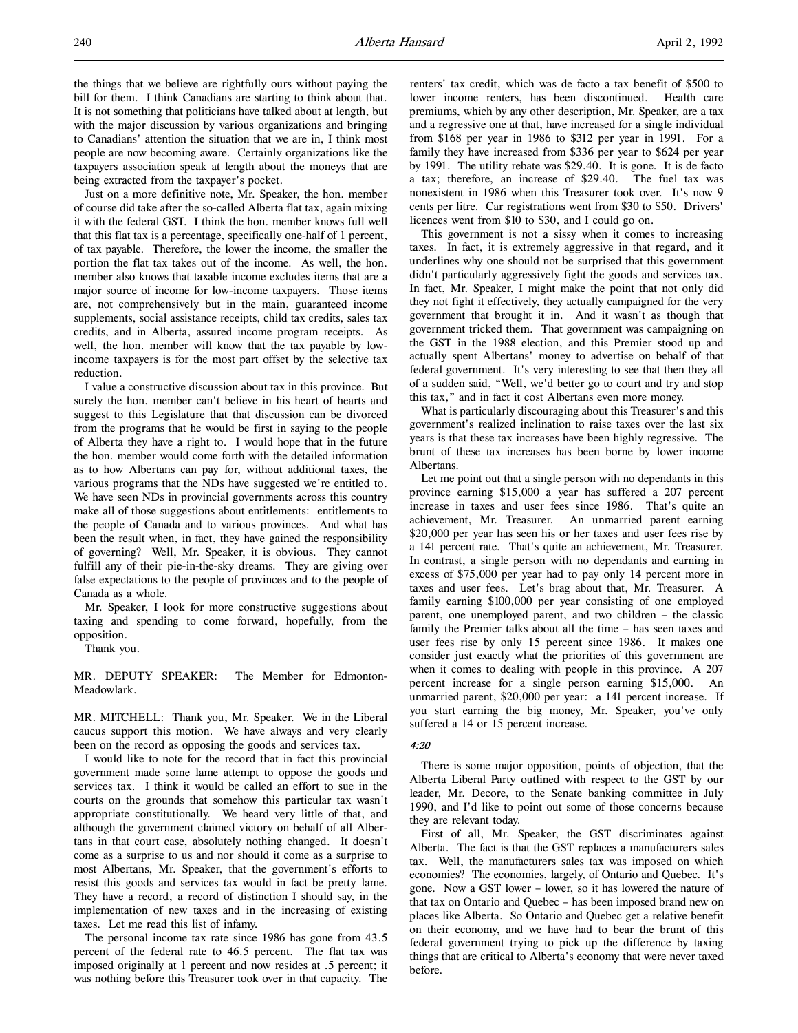the things that we believe are rightfully ours without paying the bill for them. I think Canadians are starting to think about that. It is not something that politicians have talked about at length, but with the major discussion by various organizations and bringing to Canadians' attention the situation that we are in, I think most people are now becoming aware. Certainly organizations like the taxpayers association speak at length about the moneys that are being extracted from the taxpayer's pocket.

Just on a more definitive note, Mr. Speaker, the hon. member of course did take after the so-called Alberta flat tax, again mixing it with the federal GST. I think the hon. member knows full well that this flat tax is a percentage, specifically one-half of 1 percent, of tax payable. Therefore, the lower the income, the smaller the portion the flat tax takes out of the income. As well, the hon. member also knows that taxable income excludes items that are a major source of income for low-income taxpayers. Those items are, not comprehensively but in the main, guaranteed income supplements, social assistance receipts, child tax credits, sales tax credits, and in Alberta, assured income program receipts. As well, the hon. member will know that the tax payable by low-income taxpayers is for the most part offset by the selective tax reduction.

I value a constructive discussion about tax in this province. But surely the hon. member can't believe in his heart of hearts and suggest to this Legislature that that discussion can be divorced from the programs that he would be first in saying to the people of Alberta they have a right to. I would hope that in the future the hon. member would come forth with the detailed information as to how Albertans can pay for, without additional taxes, the various programs that the NDs have suggested we're entitled to. We have seen NDs in provincial governments across this country make all of those suggestions about entitlements: entitlements to the people of Canada and to various provinces. And what has been the result when, in fact, they have gained the responsibility of governing? Well, Mr. Speaker, it is obvious. They cannot fulfill any of their pie-in-the-sky dreams. They are giving over false expectations to the people of provinces and to the people of Canada as a whole.

Mr. Speaker, I look for more constructive suggestions about taxing and spending to come forward, hopefully, from the opposition.

Thank you.

MR. DEPUTY SPEAKER: The Member for Edmonton-Meadowlark.

MR. MITCHELL: Thank you, Mr. Speaker. We in the Liberal caucus support this motion. We have always and very clearly been on the record as opposing the goods and services tax.

I would like to note for the record that in fact this provincial government made some lame attempt to oppose the goods and services tax. I think it would be called an effort to sue in the courts on the grounds that somehow this particular tax wasn't appropriate constitutionally. We heard very little of that, and although the government claimed victory on behalf of all Albertans in that court case, absolutely nothing changed. It doesn't come as a surprise to us and nor should it come as a surprise to most Albertans, Mr. Speaker, that the government's efforts to resist this goods and services tax would in fact be pretty lame. They have a record, a record of distinction I should say, in the implementation of new taxes and in the increasing of existing taxes. Let me read this list of infamy.

The personal income tax rate since 1986 has gone from 43.5 percent of the federal rate to 46.5 percent. The flat tax was imposed originally at 1 percent and now resides at .5 percent; it was nothing before this Treasurer took over in that capacity. The renters' tax credit, which was de facto a tax benefit of $500 to lower income renters, has been discontinued. Health care premiums, which by any other description, Mr. Speaker, are a tax and a regressive one at that, have increased for a single individual from $168 per year in 1986 to $312 per year in 1991. For a family they have increased from $336 per year to $624 per year by 1991. The utility rebate was $29.40. It is gone. It is de facto a tax; therefore, an increase of $29.40. The fuel tax was nonexistent in 1986 when this Treasurer took over. It's now 9 cents per litre. Car registrations went from $30 to $50. Drivers' licences went from $10 to $30, and I could go on.

This government is not a sissy when it comes to increasing taxes. In fact, it is extremely aggressive in that regard, and it underlines why one should not be surprised that this government didn't particularly aggressively fight the goods and services tax. In fact, Mr. Speaker, I might make the point that not only did they not fight it effectively, they actually campaigned for the very government that brought it in. And it wasn't as though that government tricked them. That government was campaigning on the GST in the 1988 election, and this Premier stood up and actually spent Albertans' money to advertise on behalf of that federal government. It's very interesting to see that then they all of a sudden said, "Well, we'd better go to court and try and stop this tax," and in fact it cost Albertans even more money.

What is particularly discouraging about this Treasurer's and this government's realized inclination to raise taxes over the last six years is that these tax increases have been highly regressive. The brunt of these tax increases has been borne by lower income Albertans.

Let me point out that a single person with no dependants in this province earning $15,000 a year has suffered a 207 percent increase in taxes and user fees since 1986. That's quite an achievement, Mr. Treasurer. An unmarried parent earning $20,000 per year has seen his or her taxes and user fees rise by a 141 percent rate. That's quite an achievement, Mr. Treasurer. In contrast, a single person with no dependants and earning in excess of $75,000 per year had to pay only 14 percent more in taxes and user fees. Let's brag about that, Mr. Treasurer. A family earning $100,000 per year consisting of one employed parent, one unemployed parent, and two children – the classic family the Premier talks about all the time – has seen taxes and user fees rise by only 15 percent since 1986. It makes one consider just exactly what the priorities of this government are when it comes to dealing with people in this province. A 207 percent increase for a single person earning $15,000. An unmarried parent, $20,000 per year: a 141 percent increase. If you start earning the big money, Mr. Speaker, you've only suffered a 14 or 15 percent increase.

*4:20*

There is some major opposition, points of objection, that the Alberta Liberal Party outlined with respect to the GST by our leader, Mr. Decore, to the Senate banking committee in July 1990, and I'd like to point out some of those concerns because they are relevant today.

First of all, Mr. Speaker, the GST discriminates against Alberta. The fact is that the GST replaces a manufacturers sales tax. Well, the manufacturers sales tax was imposed on which economies? The economies, largely, of Ontario and Quebec. It's gone. Now a GST lower – lower, so it has lowered the nature of that tax on Ontario and Quebec – has been imposed brand new on places like Alberta. So Ontario and Quebec get a relative benefit on their economy, and we have had to bear the brunt of this federal government trying to pick up the difference by taxing things that are critical to Alberta's economy that were never taxed before.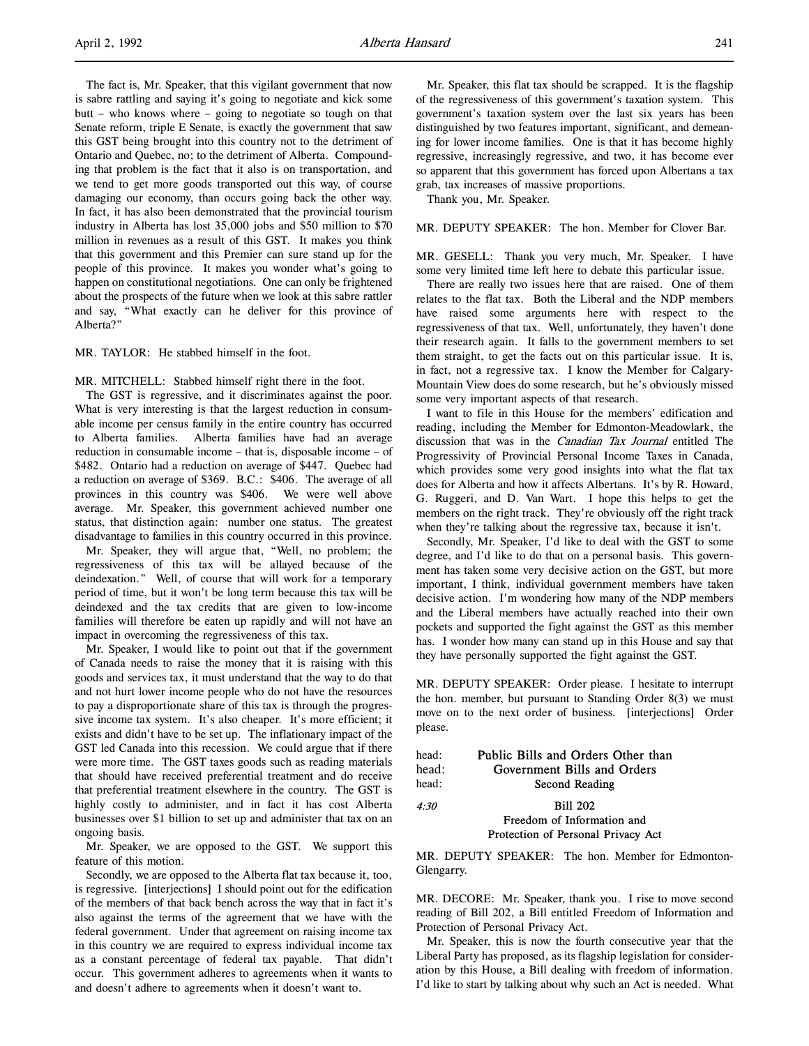The fact is, Mr. Speaker, that this vigilant government that now is sabre rattling and saying it's going to negotiate and kick some butt – who knows where – going to negotiate so tough on that Senate reform, triple E Senate, is exactly the government that saw this GST being brought into this country not to the detriment of Ontario and Quebec, no; to the detriment of Alberta. Compounding that problem is the fact that it also is on transportation, and we tend to get more goods transported out this way, of course damaging our economy, than occurs going back the other way. In fact, it has also been demonstrated that the provincial tourism industry in Alberta has lost 35,000 jobs and $50 million to $70 million in revenues as a result of this GST. It makes you think that this government and this Premier can sure stand up for the people of this province. It makes you wonder what's going to happen on constitutional negotiations. One can only be frightened about the prospects of the future when we look at this sabre rattler and say, "What exactly can he deliver for this province of Alberta?"

MR. TAYLOR: He stabbed himself in the foot.

MR. MITCHELL: Stabbed himself right there in the foot.

The GST is regressive, and it discriminates against the poor. What is very interesting is that the largest reduction in consumable income per census family in the entire country has occurred to Alberta families. Alberta families have had an average reduction in consumable income – that is, disposable income – of $482. Ontario had a reduction on average of $447. Quebec had a reduction on average of $369. B.C.: $406. The average of all provinces in this country was $406. We were well above average. Mr. Speaker, this government achieved number one status, that distinction again: number one status. The greatest disadvantage to families in this country occurred in this province.

Mr. Speaker, they will argue that, "Well, no problem; the regressiveness of this tax will be allayed because of the deindexation." Well, of course that will work for a temporary period of time, but it won't be long term because this tax will be deindexed and the tax credits that are given to low-income families will therefore be eaten up rapidly and will not have an impact in overcoming the regressiveness of this tax.

Mr. Speaker, I would like to point out that if the government of Canada needs to raise the money that it is raising with this goods and services tax, it must understand that the way to do that and not hurt lower income people who do not have the resources to pay a disproportionate share of this tax is through the progressive income tax system. It's also cheaper. It's more efficient; it exists and didn't have to be set up. The inflationary impact of the GST led Canada into this recession. We could argue that if there were more time. The GST taxes goods such as reading materials that should have received preferential treatment and do receive that preferential treatment elsewhere in the country. The GST is highly costly to administer, and in fact it has cost Alberta businesses over $1 billion to set up and administer that tax on an ongoing basis.

Mr. Speaker, we are opposed to the GST. We support this feature of this motion.

Secondly, we are opposed to the Alberta flat tax because it, too, is regressive. [interjections] I should point out for the edification of the members of that back bench across the way that in fact it's also against the terms of the agreement that we have with the federal government. Under that agreement on raising income tax in this country we are required to express individual income tax as a constant percentage of federal tax payable. That didn't occur. This government adheres to agreements when it wants to and doesn't adhere to agreements when it doesn't want to.

Mr. Speaker, this flat tax should be scrapped. It is the flagship of the regressiveness of this government's taxation system. This government's taxation system over the last six years has been distinguished by two features important, significant, and demeaning for lower income families. One is that it has become highly regressive, increasingly regressive, and two, it has become ever so apparent that this government has forced upon Albertans a tax grab, tax increases of massive proportions.

Thank you, Mr. Speaker.

MR. DEPUTY SPEAKER: The hon. Member for Clover Bar.

MR. GESELL: Thank you very much, Mr. Speaker. I have some very limited time left here to debate this particular issue.

There are really two issues here that are raised. One of them relates to the flat tax. Both the Liberal and the NDP members have raised some arguments here with respect to the regressiveness of that tax. Well, unfortunately, they haven't done their research again. It falls to the government members to set them straight, to get the facts out on this particular issue. It is, in fact, not a regressive tax. I know the Member for Calgary-Mountain View does do some research, but he's obviously missed some very important aspects of that research.

I want to file in this House for the members' edification and reading, including the Member for Edmonton-Meadowlark, the discussion that was in the *Canadian Tax Journal* entitled The Progressivity of Provincial Personal Income Taxes in Canada, which provides some very good insights into what the flat tax does for Alberta and how it affects Albertans. It's by R. Howard, G. Ruggeri, and D. Van Wart. I hope this helps to get the members on the right track. They're obviously off the right track when they're talking about the regressive tax, because it isn't.

Secondly, Mr. Speaker, I'd like to deal with the GST to some degree, and I'd like to do that on a personal basis. This government has taken some very decisive action on the GST, but more important, I think, individual government members have taken decisive action. I'm wondering how many of the NDP members and the Liberal members have actually reached into their own pockets and supported the fight against the GST as this member has. I wonder how many can stand up in this House and say that they have personally supported the fight against the GST.

MR. DEPUTY SPEAKER: Order please. I hesitate to interrupt the hon. member, but pursuant to Standing Order 8(3) we must move on to the next order of business. [interjections] Order please.

head: **Public Bills and Orders Other than**
head: **Government Bills and Orders**
head: **Second Reading**

4:30 **Bill 202**
**Freedom of Information and Protection of Personal Privacy Act**

MR. DEPUTY SPEAKER: The hon. Member for Edmonton-Glengarry.

MR. DECORE: Mr. Speaker, thank you. I rise to move second reading of Bill 202, a Bill entitled Freedom of Information and Protection of Personal Privacy Act.

Mr. Speaker, this is now the fourth consecutive year that the Liberal Party has proposed, as its flagship legislation for consideration by this House, a Bill dealing with freedom of information. I'd like to start by talking about why such an Act is needed. What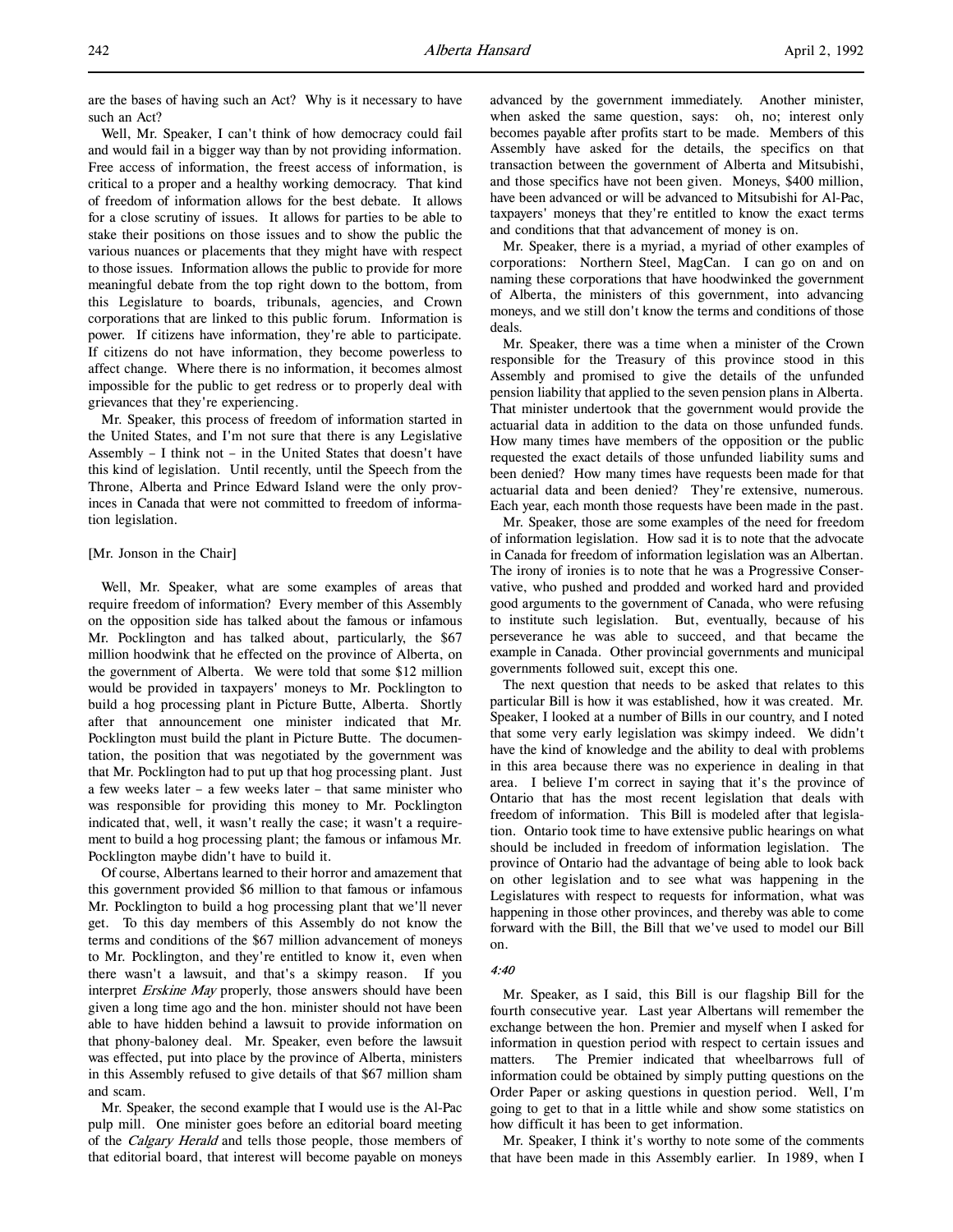are the bases of having such an Act? Why is it necessary to have such an Act?

Well, Mr. Speaker, I can't think of how democracy could fail and would fail in a bigger way than by not providing information. Free access of information, the freest access of information, is critical to a proper and a healthy working democracy. That kind of freedom of information allows for the best debate. It allows for a close scrutiny of issues. It allows for parties to be able to stake their positions on those issues and to show the public the various nuances or placements that they might have with respect to those issues. Information allows the public to provide for more meaningful debate from the top right down to the bottom, from this Legislature to boards, tribunals, agencies, and Crown corporations that are linked to this public forum. Information is power. If citizens have information, they're able to participate. If citizens do not have information, they become powerless to affect change. Where there is no information, it becomes almost impossible for the public to get redress or to properly deal with grievances that they're experiencing.

Mr. Speaker, this process of freedom of information started in the United States, and I'm not sure that there is any Legislative Assembly – I think not – in the United States that doesn't have this kind of legislation. Until recently, until the Speech from the Throne, Alberta and Prince Edward Island were the only provinces in Canada that were not committed to freedom of information legislation.

[Mr. Jonson in the Chair]

Well, Mr. Speaker, what are some examples of areas that require freedom of information? Every member of this Assembly on the opposition side has talked about the famous or infamous Mr. Pocklington and has talked about, particularly, the $67 million hoodwink that he effected on the province of Alberta, on the government of Alberta. We were told that some $12 million would be provided in taxpayers' moneys to Mr. Pocklington to build a hog processing plant in Picture Butte, Alberta. Shortly after that announcement one minister indicated that Mr. Pocklington must build the plant in Picture Butte. The documentation, the position that was negotiated by the government was that Mr. Pocklington had to put up that hog processing plant. Just a few weeks later – a few weeks later – that same minister who was responsible for providing this money to Mr. Pocklington indicated that, well, it wasn't really the case; it wasn't a requirement to build a hog processing plant; the famous or infamous Mr. Pocklington maybe didn't have to build it.

Of course, Albertans learned to their horror and amazement that this government provided $6 million to that famous or infamous Mr. Pocklington to build a hog processing plant that we'll never get. To this day members of this Assembly do not know the terms and conditions of the $67 million advancement of moneys to Mr. Pocklington, and they're entitled to know it, even when there wasn't a lawsuit, and that's a skimpy reason. If you interpret *Erskine May* properly, those answers should have been given a long time ago and the hon. minister should not have been able to have hidden behind a lawsuit to provide information on that phony-baloney deal. Mr. Speaker, even before the lawsuit was effected, put into place by the province of Alberta, ministers in this Assembly refused to give details of that $67 million sham and scam.

Mr. Speaker, the second example that I would use is the Al-Pac pulp mill. One minister goes before an editorial board meeting of the *Calgary Herald* and tells those people, those members of that editorial board, that interest will become payable on moneys advanced by the government immediately. Another minister, when asked the same question, says: oh, no; interest only becomes payable after profits start to be made. Members of this Assembly have asked for the details, the specifics on that transaction between the government of Alberta and Mitsubishi, and those specifics have not been given. Moneys, $400 million, have been advanced or will be advanced to Mitsubishi for Al-Pac, taxpayers' moneys that they're entitled to know the exact terms and conditions that that advancement of money is on.

Mr. Speaker, there is a myriad, a myriad of other examples of corporations: Northern Steel, MagCan. I can go on and on naming these corporations that have hoodwinked the government of Alberta, the ministers of this government, into advancing moneys, and we still don't know the terms and conditions of those deals.

Mr. Speaker, there was a time when a minister of the Crown responsible for the Treasury of this province stood in this Assembly and promised to give the details of the unfunded pension liability that applied to the seven pension plans in Alberta. That minister undertook that the government would provide the actuarial data in addition to the data on those unfunded funds. How many times have members of the opposition or the public requested the exact details of those unfunded liability sums and been denied? How many times have requests been made for that actuarial data and been denied? They're extensive, numerous. Each year, each month those requests have been made in the past.

Mr. Speaker, those are some examples of the need for freedom of information legislation. How sad it is to note that the advocate in Canada for freedom of information legislation was an Albertan. The irony of ironies is to note that he was a Progressive Conservative, who pushed and prodded and worked hard and provided good arguments to the government of Canada, who were refusing to institute such legislation. But, eventually, because of his perseverance he was able to succeed, and that became the example in Canada. Other provincial governments and municipal governments followed suit, except this one.

The next question that needs to be asked that relates to this particular Bill is how it was established, how it was created. Mr. Speaker, I looked at a number of Bills in our country, and I noted that some very early legislation was skimpy indeed. We didn't have the kind of knowledge and the ability to deal with problems in this area because there was no experience in dealing in that area. I believe I'm correct in saying that it's the province of Ontario that has the most recent legislation that deals with freedom of information. This Bill is modeled after that legislation. Ontario took time to have extensive public hearings on what should be included in freedom of information legislation. The province of Ontario had the advantage of being able to look back on other legislation and to see what was happening in the Legislatures with respect to requests for information, what was happening in those other provinces, and thereby was able to come forward with the Bill, the Bill that we've used to model our Bill on.

*4:40*

Mr. Speaker, as I said, this Bill is our flagship Bill for the fourth consecutive year. Last year Albertans will remember the exchange between the hon. Premier and myself when I asked for information in question period with respect to certain issues and matters. The Premier indicated that wheelbarrows full of information could be obtained by simply putting questions on the Order Paper or asking questions in question period. Well, I'm going to get to that in a little while and show some statistics on how difficult it has been to get information.

Mr. Speaker, I think it's worthy to note some of the comments that have been made in this Assembly earlier. In 1989, when I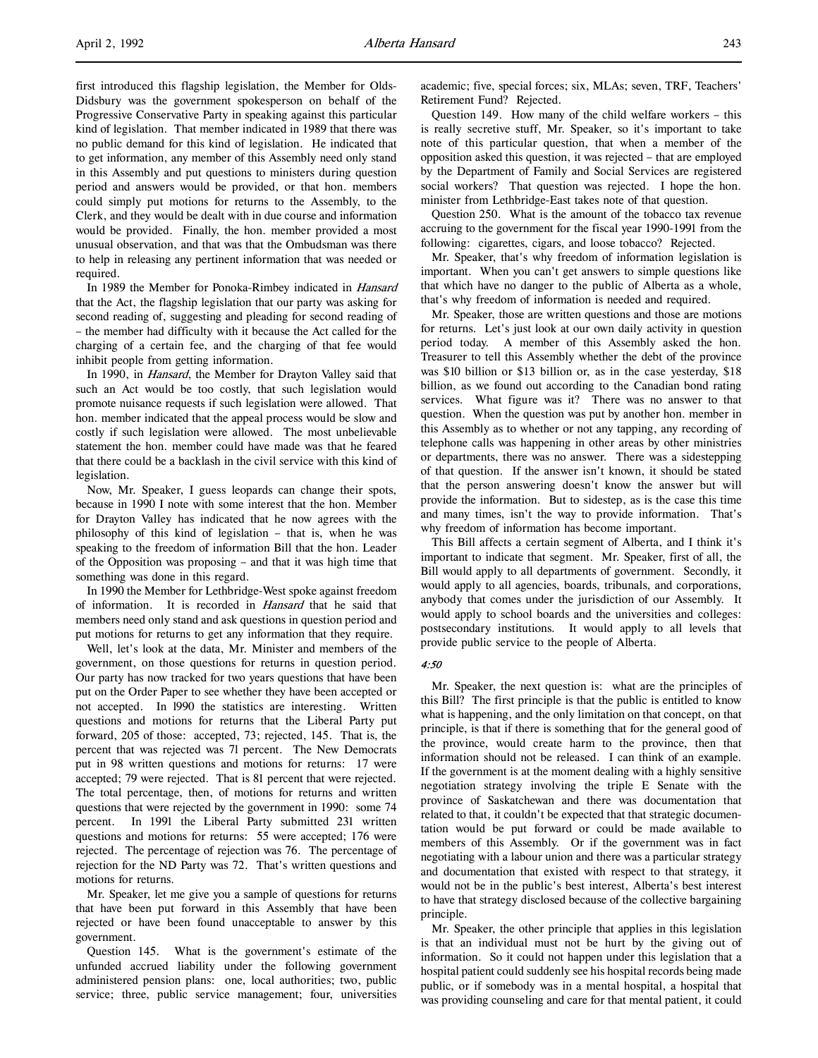first introduced this flagship legislation, the Member for Olds-Didsbury was the government spokesperson on behalf of the Progressive Conservative Party in speaking against this particular kind of legislation. That member indicated in 1989 that there was no public demand for this kind of legislation. He indicated that to get information, any member of this Assembly need only stand in this Assembly and put questions to ministers during question period and answers would be provided, or that hon. members could simply put motions for returns to the Assembly, to the Clerk, and they would be dealt with in due course and information would be provided. Finally, the hon. member provided a most unusual observation, and that was that the Ombudsman was there to help in releasing any pertinent information that was needed or required.

In 1989 the Member for Ponoka-Rimbey indicated in *Hansard* that the Act, the flagship legislation that our party was asking for second reading of, suggesting and pleading for second reading of – the member had difficulty with it because the Act called for the charging of a certain fee, and the charging of that fee would inhibit people from getting information.

In 1990, in *Hansard*, the Member for Drayton Valley said that such an Act would be too costly, that such legislation would promote nuisance requests if such legislation were allowed. That hon. member indicated that the appeal process would be slow and costly if such legislation were allowed. The most unbelievable statement the hon. member could have made was that he feared that there could be a backlash in the civil service with this kind of legislation.

Now, Mr. Speaker, I guess leopards can change their spots, because in 1990 I note with some interest that the hon. Member for Drayton Valley has indicated that he now agrees with the philosophy of this kind of legislation – that is, when he was speaking to the freedom of information Bill that the hon. Leader of the Opposition was proposing – and that it was high time that something was done in this regard.

In 1990 the Member for Lethbridge-West spoke against freedom of information. It is recorded in *Hansard* that he said that members need only stand and ask questions in question period and put motions for returns to get any information that they require.

Well, let's look at the data, Mr. Minister and members of the government, on those questions for returns in question period. Our party has now tracked for two years questions that have been put on the Order Paper to see whether they have been accepted or not accepted. In l990 the statistics are interesting. Written questions and motions for returns that the Liberal Party put forward, 205 of those: accepted, 73; rejected, 145. That is, the percent that was rejected was 7l percent. The New Democrats put in 98 written questions and motions for returns: 17 were accepted; 79 were rejected. That is 81 percent that were rejected. The total percentage, then, of motions for returns and written questions that were rejected by the government in 1990: some 74 percent. In 1991 the Liberal Party submitted 231 written questions and motions for returns: 55 were accepted; 176 were rejected. The percentage of rejection was 76. The percentage of rejection for the ND Party was 72. That's written questions and motions for returns.

Mr. Speaker, let me give you a sample of questions for returns that have been put forward in this Assembly that have been rejected or have been found unacceptable to answer by this government.

Question 145. What is the government's estimate of the unfunded accrued liability under the following government administered pension plans: one, local authorities; two, public service; three, public service management; four, universities academic; five, special forces; six, MLAs; seven, TRF, Teachers' Retirement Fund? Rejected.

Question 149. How many of the child welfare workers – this is really secretive stuff, Mr. Speaker, so it's important to take note of this particular question, that when a member of the opposition asked this question, it was rejected – that are employed by the Department of Family and Social Services are registered social workers? That question was rejected. I hope the hon. minister from Lethbridge-East takes note of that question.

Question 250. What is the amount of the tobacco tax revenue accruing to the government for the fiscal year 1990-1991 from the following: cigarettes, cigars, and loose tobacco? Rejected.

Mr. Speaker, that's why freedom of information legislation is important. When you can't get answers to simple questions like that which have no danger to the public of Alberta as a whole, that's why freedom of information is needed and required.

Mr. Speaker, those are written questions and those are motions for returns. Let's just look at our own daily activity in question period today. A member of this Assembly asked the hon. Treasurer to tell this Assembly whether the debt of the province was $10 billion or $13 billion or, as in the case yesterday, $18 billion, as we found out according to the Canadian bond rating services. What figure was it? There was no answer to that question. When the question was put by another hon. member in this Assembly as to whether or not any tapping, any recording of telephone calls was happening in other areas by other ministries or departments, there was no answer. There was a sidestepping of that question. If the answer isn't known, it should be stated that the person answering doesn't know the answer but will provide the information. But to sidestep, as is the case this time and many times, isn't the way to provide information. That's why freedom of information has become important.

This Bill affects a certain segment of Alberta, and I think it's important to indicate that segment. Mr. Speaker, first of all, the Bill would apply to all departments of government. Secondly, it would apply to all agencies, boards, tribunals, and corporations, anybody that comes under the jurisdiction of our Assembly. It would apply to school boards and the universities and colleges: postsecondary institutions. It would apply to all levels that provide public service to the people of Alberta.

*4:50*

Mr. Speaker, the next question is: what are the principles of this Bill? The first principle is that the public is entitled to know what is happening, and the only limitation on that concept, on that principle, is that if there is something that for the general good of the province, would create harm to the province, then that information should not be released. I can think of an example. If the government is at the moment dealing with a highly sensitive negotiation strategy involving the triple E Senate with the province of Saskatchewan and there was documentation that related to that, it couldn't be expected that that strategic documentation would be put forward or could be made available to members of this Assembly. Or if the government was in fact negotiating with a labour union and there was a particular strategy and documentation that existed with respect to that strategy, it would not be in the public's best interest, Alberta's best interest to have that strategy disclosed because of the collective bargaining principle.

Mr. Speaker, the other principle that applies in this legislation is that an individual must not be hurt by the giving out of information. So it could not happen under this legislation that a hospital patient could suddenly see his hospital records being made public, or if somebody was in a mental hospital, a hospital that was providing counseling and care for that mental patient, it could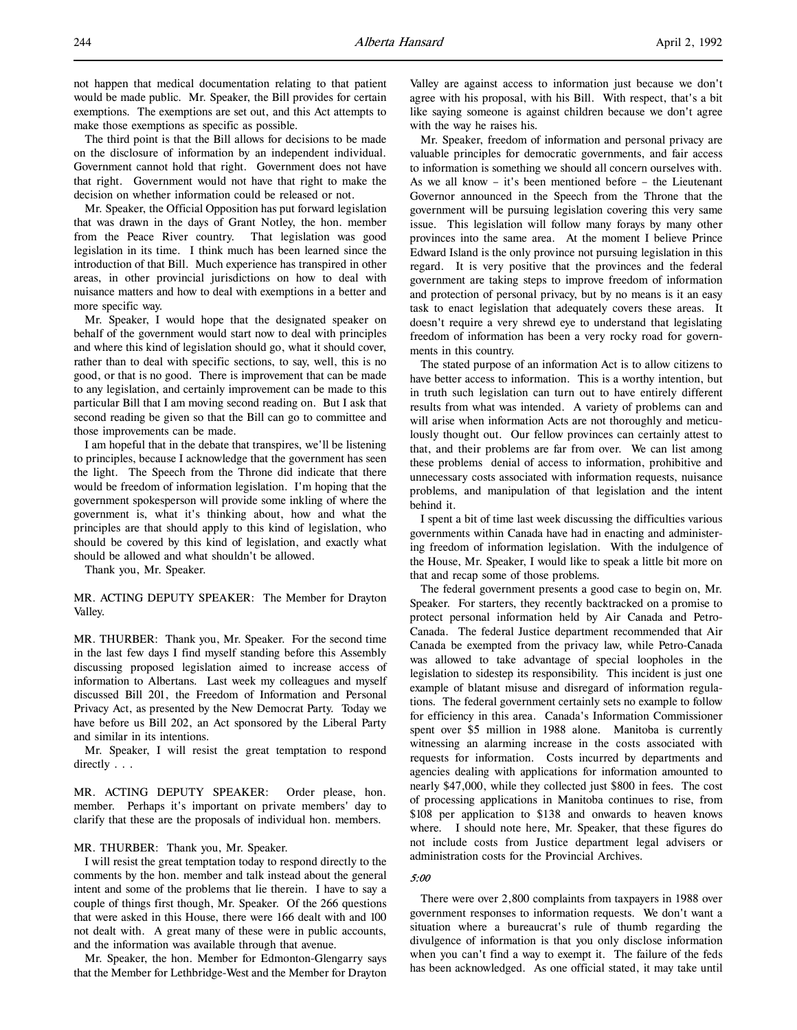not happen that medical documentation relating to that patient would be made public. Mr. Speaker, the Bill provides for certain exemptions. The exemptions are set out, and this Act attempts to make those exemptions as specific as possible.

The third point is that the Bill allows for decisions to be made on the disclosure of information by an independent individual. Government cannot hold that right. Government does not have that right. Government would not have that right to make the decision on whether information could be released or not.

Mr. Speaker, the Official Opposition has put forward legislation that was drawn in the days of Grant Notley, the hon. member from the Peace River country. That legislation was good legislation in its time. I think much has been learned since the introduction of that Bill. Much experience has transpired in other areas, in other provincial jurisdictions on how to deal with nuisance matters and how to deal with exemptions in a better and more specific way.

Mr. Speaker, I would hope that the designated speaker on behalf of the government would start now to deal with principles and where this kind of legislation should go, what it should cover, rather than to deal with specific sections, to say, well, this is no good, or that is no good. There is improvement that can be made to any legislation, and certainly improvement can be made to this particular Bill that I am moving second reading on. But I ask that second reading be given so that the Bill can go to committee and those improvements can be made.

I am hopeful that in the debate that transpires, we'll be listening to principles, because I acknowledge that the government has seen the light. The Speech from the Throne did indicate that there would be freedom of information legislation. I'm hoping that the government spokesperson will provide some inkling of where the government is, what it's thinking about, how and what the principles are that should apply to this kind of legislation, who should be covered by this kind of legislation, and exactly what should be allowed and what shouldn't be allowed.

Thank you, Mr. Speaker.

MR. ACTING DEPUTY SPEAKER: The Member for Drayton Valley.

MR. THURBER: Thank you, Mr. Speaker. For the second time in the last few days I find myself standing before this Assembly discussing proposed legislation aimed to increase access of information to Albertans. Last week my colleagues and myself discussed Bill 201, the Freedom of Information and Personal Privacy Act, as presented by the New Democrat Party. Today we have before us Bill 202, an Act sponsored by the Liberal Party and similar in its intentions.

Mr. Speaker, I will resist the great temptation to respond directly . . .

MR. ACTING DEPUTY SPEAKER: Order please, hon. member. Perhaps it's important on private members' day to clarify that these are the proposals of individual hon. members.

MR. THURBER: Thank you, Mr. Speaker.

I will resist the great temptation today to respond directly to the comments by the hon. member and talk instead about the general intent and some of the problems that lie therein. I have to say a couple of things first though, Mr. Speaker. Of the 266 questions that were asked in this House, there were 166 dealt with and 100 not dealt with. A great many of these were in public accounts, and the information was available through that avenue.

Mr. Speaker, the hon. Member for Edmonton-Glengarry says that the Member for Lethbridge-West and the Member for Drayton Valley are against access to information just because we don't agree with his proposal, with his Bill. With respect, that's a bit like saying someone is against children because we don't agree with the way he raises his.

Mr. Speaker, freedom of information and personal privacy are valuable principles for democratic governments, and fair access to information is something we should all concern ourselves with. As we all know – it's been mentioned before – the Lieutenant Governor announced in the Speech from the Throne that the government will be pursuing legislation covering this very same issue. This legislation will follow many forays by many other provinces into the same area. At the moment I believe Prince Edward Island is the only province not pursuing legislation in this regard. It is very positive that the provinces and the federal government are taking steps to improve freedom of information and protection of personal privacy, but by no means is it an easy task to enact legislation that adequately covers these areas. It doesn't require a very shrewd eye to understand that legislating freedom of information has been a very rocky road for governments in this country.

The stated purpose of an information Act is to allow citizens to have better access to information. This is a worthy intention, but in truth such legislation can turn out to have entirely different results from what was intended. A variety of problems can and will arise when information Acts are not thoroughly and meticulously thought out. Our fellow provinces can certainly attest to that, and their problems are far from over. We can list among these problems denial of access to information, prohibitive and unnecessary costs associated with information requests, nuisance problems, and manipulation of that legislation and the intent behind it.

I spent a bit of time last week discussing the difficulties various governments within Canada have had in enacting and administering freedom of information legislation. With the indulgence of the House, Mr. Speaker, I would like to speak a little bit more on that and recap some of those problems.

The federal government presents a good case to begin on, Mr. Speaker. For starters, they recently backtracked on a promise to protect personal information held by Air Canada and Petro-Canada. The federal Justice department recommended that Air Canada be exempted from the privacy law, while Petro-Canada was allowed to take advantage of special loopholes in the legislation to sidestep its responsibility. This incident is just one example of blatant misuse and disregard of information regulations. The federal government certainly sets no example to follow for efficiency in this area. Canada's Information Commissioner spent over $5 million in 1988 alone. Manitoba is currently witnessing an alarming increase in the costs associated with requests for information. Costs incurred by departments and agencies dealing with applications for information amounted to nearly $47,000, while they collected just $800 in fees. The cost of processing applications in Manitoba continues to rise, from $108 per application to $138 and onwards to heaven knows where. I should note here, Mr. Speaker, that these figures do not include costs from Justice department legal advisers or administration costs for the Provincial Archives.

*5:00*

There were over 2,800 complaints from taxpayers in 1988 over government responses to information requests. We don't want a situation where a bureaucrat's rule of thumb regarding the divulgence of information is that you only disclose information when you can't find a way to exempt it. The failure of the feds has been acknowledged. As one official stated, it may take until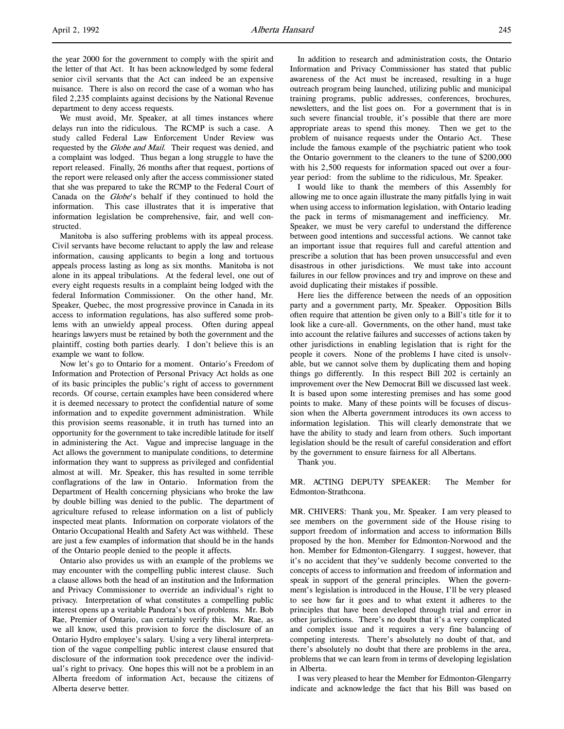the year 2000 for the government to comply with the spirit and the letter of that Act. It has been acknowledged by some federal senior civil servants that the Act can indeed be an expensive nuisance. There is also on record the case of a woman who has filed 2,235 complaints against decisions by the National Revenue department to deny access requests.

We must avoid, Mr. Speaker, at all times instances where delays run into the ridiculous. The RCMP is such a case. A study called Federal Law Enforcement Under Review was requested by the *Globe and Mail*. Their request was denied, and a complaint was lodged. Thus began a long struggle to have the report released. Finally, 26 months after that request, portions of the report were released only after the access commissioner stated that she was prepared to take the RCMP to the Federal Court of Canada on the *Globe*'s behalf if they continued to hold the information. This case illustrates that it is imperative that information legislation be comprehensive, fair, and well constructed.

Manitoba is also suffering problems with its appeal process. Civil servants have become reluctant to apply the law and release information, causing applicants to begin a long and tortuous appeals process lasting as long as six months. Manitoba is not alone in its appeal tribulations. At the federal level, one out of every eight requests results in a complaint being lodged with the federal Information Commissioner. On the other hand, Mr. Speaker, Quebec, the most progressive province in Canada in its access to information regulations, has also suffered some problems with an unwieldy appeal process. Often during appeal hearings lawyers must be retained by both the government and the plaintiff, costing both parties dearly. I don't believe this is an example we want to follow.

Now let's go to Ontario for a moment. Ontario's Freedom of Information and Protection of Personal Privacy Act holds as one of its basic principles the public's right of access to government records. Of course, certain examples have been considered where it is deemed necessary to protect the confidential nature of some information and to expedite government administration. While this provision seems reasonable, it in truth has turned into an opportunity for the government to take incredible latitude for itself in administering the Act. Vague and imprecise language in the Act allows the government to manipulate conditions, to determine information they want to suppress as privileged and confidential almost at will. Mr. Speaker, this has resulted in some terrible conflagrations of the law in Ontario. Information from the Department of Health concerning physicians who broke the law by double billing was denied to the public. The department of agriculture refused to release information on a list of publicly inspected meat plants. Information on corporate violators of the Ontario Occupational Health and Safety Act was withheld. These are just a few examples of information that should be in the hands of the Ontario people denied to the people it affects.

Ontario also provides us with an example of the problems we may encounter with the compelling public interest clause. Such a clause allows both the head of an institution and the Information and Privacy Commissioner to override an individual's right to privacy. Interpretation of what constitutes a compelling public interest opens up a veritable Pandora's box of problems. Mr. Bob Rae, Premier of Ontario, can certainly verify this. Mr. Rae, as we all know, used this provision to force the disclosure of an Ontario Hydro employee's salary. Using a very liberal interpretation of the vague compelling public interest clause ensured that disclosure of the information took precedence over the individual's right to privacy. One hopes this will not be a problem in an Alberta freedom of information Act, because the citizens of Alberta deserve better.

In addition to research and administration costs, the Ontario Information and Privacy Commissioner has stated that public awareness of the Act must be increased, resulting in a huge outreach program being launched, utilizing public and municipal training programs, public addresses, conferences, brochures, newsletters, and the list goes on. For a government that is in such severe financial trouble, it's possible that there are more appropriate areas to spend this money. Then we get to the problem of nuisance requests under the Ontario Act. These include the famous example of the psychiatric patient who took the Ontario government to the cleaners to the tune of $200,000 with his 2,500 requests for information spaced out over a four-year period: from the sublime to the ridiculous, Mr. Speaker.

I would like to thank the members of this Assembly for allowing me to once again illustrate the many pitfalls lying in wait when using access to information legislation, with Ontario leading the pack in terms of mismanagement and inefficiency. Mr. Speaker, we must be very careful to understand the difference between good intentions and successful actions. We cannot take an important issue that requires full and careful attention and prescribe a solution that has been proven unsuccessful and even disastrous in other jurisdictions. We must take into account failures in our fellow provinces and try and improve on these and avoid duplicating their mistakes if possible.

Here lies the difference between the needs of an opposition party and a government party, Mr. Speaker. Opposition Bills often require that attention be given only to a Bill's title for it to look like a cure-all. Governments, on the other hand, must take into account the relative failures and successes of actions taken by other jurisdictions in enabling legislation that is right for the people it covers. None of the problems I have cited is unsolvable, but we cannot solve them by duplicating them and hoping things go differently. In this respect Bill 202 is certainly an improvement over the New Democrat Bill we discussed last week. It is based upon some interesting premises and has some good points to make. Many of these points will be focuses of discussion when the Alberta government introduces its own access to information legislation. This will clearly demonstrate that we have the ability to study and learn from others. Such important legislation should be the result of careful consideration and effort by the government to ensure fairness for all Albertans.

Thank you.

MR. ACTING DEPUTY SPEAKER: The Member for Edmonton-Strathcona.

MR. CHIVERS: Thank you, Mr. Speaker. I am very pleased to see members on the government side of the House rising to support freedom of information and access to information Bills proposed by the hon. Member for Edmonton-Norwood and the hon. Member for Edmonton-Glengarry. I suggest, however, that it's no accident that they've suddenly become converted to the concepts of access to information and freedom of information and speak in support of the general principles. When the government's legislation is introduced in the House, I'll be very pleased to see how far it goes and to what extent it adheres to the principles that have been developed through trial and error in other jurisdictions. There's no doubt that it's a very complicated and complex issue and it requires a very fine balancing of competing interests. There's absolutely no doubt of that, and there's absolutely no doubt that there are problems in the area, problems that we can learn from in terms of developing legislation in Alberta.

I was very pleased to hear the Member for Edmonton-Glengarry indicate and acknowledge the fact that his Bill was based on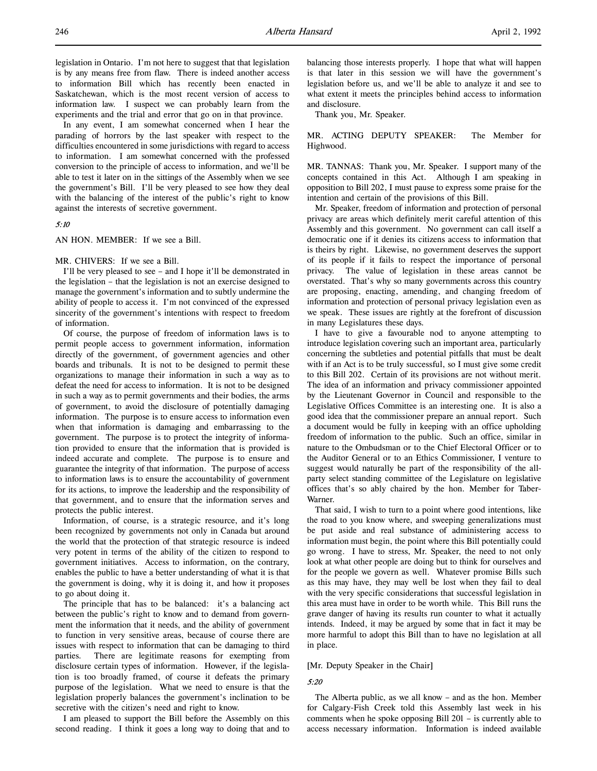legislation in Ontario. I'm not here to suggest that that legislation is by any means free from flaw. There is indeed another access to information Bill which has recently been enacted in Saskatchewan, which is the most recent version of access to information law. I suspect we can probably learn from the experiments and the trial and error that go on in that province.

In any event, I am somewhat concerned when I hear the parading of horrors by the last speaker with respect to the difficulties encountered in some jurisdictions with regard to access to information. I am somewhat concerned with the professed conversion to the principle of access to information, and we'll be able to test it later on in the sittings of the Assembly when we see the government's Bill. I'll be very pleased to see how they deal with the balancing of the interest of the public's right to know against the interests of secretive government.

*5:10*

AN HON. MEMBER: If we see a Bill.

MR. CHIVERS: If we see a Bill.

I'll be very pleased to see – and I hope it'll be demonstrated in the legislation – that the legislation is not an exercise designed to manage the government's information and to subtly undermine the ability of people to access it. I'm not convinced of the expressed sincerity of the government's intentions with respect to freedom of information.

Of course, the purpose of freedom of information laws is to permit people access to government information, information directly of the government, of government agencies and other boards and tribunals. It is not to be designed to permit these organizations to manage their information in such a way as to defeat the need for access to information. It is not to be designed in such a way as to permit governments and their bodies, the arms of government, to avoid the disclosure of potentially damaging information. The purpose is to ensure access to information even when that information is damaging and embarrassing to the government. The purpose is to protect the integrity of information provided to ensure that the information that is provided is indeed accurate and complete. The purpose is to ensure and guarantee the integrity of that information. The purpose of access to information laws is to ensure the accountability of government for its actions, to improve the leadership and the responsibility of that government, and to ensure that the information serves and protects the public interest.

Information, of course, is a strategic resource, and it's long been recognized by governments not only in Canada but around the world that the protection of that strategic resource is indeed very potent in terms of the ability of the citizen to respond to government initiatives. Access to information, on the contrary, enables the public to have a better understanding of what it is that the government is doing, why it is doing it, and how it proposes to go about doing it.

The principle that has to be balanced: it's a balancing act between the public's right to know and to demand from government the information that it needs, and the ability of government to function in very sensitive areas, because of course there are issues with respect to information that can be damaging to third parties. There are legitimate reasons for exempting from disclosure certain types of information. However, if the legislation is too broadly framed, of course it defeats the primary purpose of the legislation. What we need to ensure is that the legislation properly balances the government's inclination to be secretive with the citizen's need and right to know.

I am pleased to support the Bill before the Assembly on this second reading. I think it goes a long way to doing that and to balancing those interests properly. I hope that what will happen is that later in this session we will have the government's legislation before us, and we'll be able to analyze it and see to what extent it meets the principles behind access to information and disclosure.

Thank you, Mr. Speaker.

MR. ACTING DEPUTY SPEAKER: The Member for Highwood.

MR. TANNAS: Thank you, Mr. Speaker. I support many of the concepts contained in this Act. Although I am speaking in opposition to Bill 202, I must pause to express some praise for the intention and certain of the provisions of this Bill.

Mr. Speaker, freedom of information and protection of personal privacy are areas which definitely merit careful attention of this Assembly and this government. No government can call itself a democratic one if it denies its citizens access to information that is theirs by right. Likewise, no government deserves the support of its people if it fails to respect the importance of personal privacy. The value of legislation in these areas cannot be overstated. That's why so many governments across this country are proposing, enacting, amending, and changing freedom of information and protection of personal privacy legislation even as we speak. These issues are rightly at the forefront of discussion in many Legislatures these days.

I have to give a favourable nod to anyone attempting to introduce legislation covering such an important area, particularly concerning the subtleties and potential pitfalls that must be dealt with if an Act is to be truly successful, so I must give some credit to this Bill 202. Certain of its provisions are not without merit. The idea of an information and privacy commissioner appointed by the Lieutenant Governor in Council and responsible to the Legislative Offices Committee is an interesting one. It is also a good idea that the commissioner prepare an annual report. Such a document would be fully in keeping with an office upholding freedom of information to the public. Such an office, similar in nature to the Ombudsman or to the Chief Electoral Officer or to the Auditor General or to an Ethics Commissioner, I venture to suggest would naturally be part of the responsibility of the all-party select standing committee of the Legislature on legislative offices that's so ably chaired by the hon. Member for Taber-Warner.

That said, I wish to turn to a point where good intentions, like the road to you know where, and sweeping generalizations must be put aside and real substance of administering access to information must begin, the point where this Bill potentially could go wrong. I have to stress, Mr. Speaker, the need to not only look at what other people are doing but to think for ourselves and for the people we govern as well. Whatever promise Bills such as this may have, they may well be lost when they fail to deal with the very specific considerations that successful legislation in this area must have in order to be worth while. This Bill runs the grave danger of having its results run counter to what it actually intends. Indeed, it may be argued by some that in fact it may be more harmful to adopt this Bill than to have no legislation at all in place.

[Mr. Deputy Speaker in the Chair]

*5:20*

The Alberta public, as we all know – and as the hon. Member for Calgary-Fish Creek told this Assembly last week in his comments when he spoke opposing Bill 201 – is currently able to access necessary information. Information is indeed available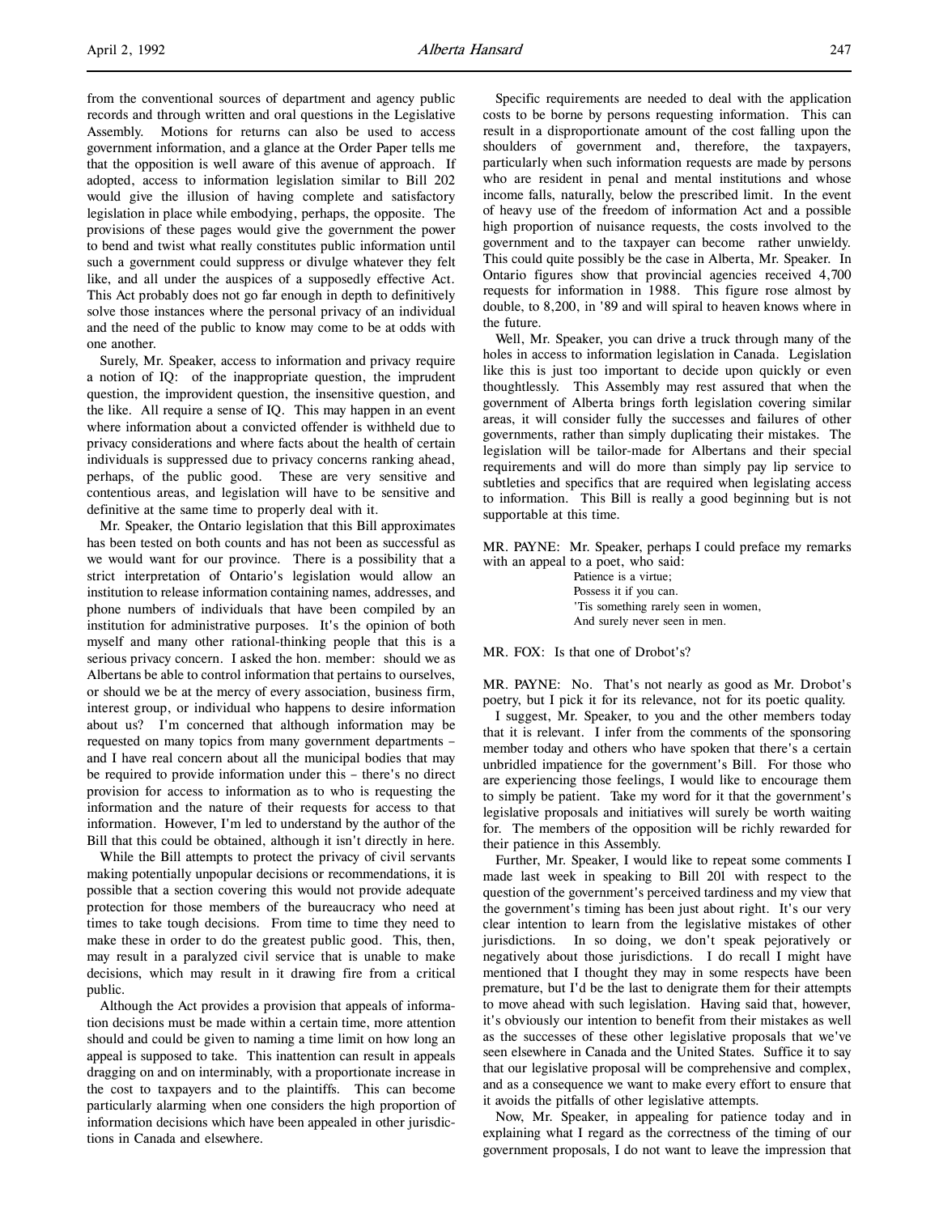from the conventional sources of department and agency public records and through written and oral questions in the Legislative Assembly. Motions for returns can also be used to access government information, and a glance at the Order Paper tells me that the opposition is well aware of this avenue of approach. If adopted, access to information legislation similar to Bill 202 would give the illusion of having complete and satisfactory legislation in place while embodying, perhaps, the opposite. The provisions of these pages would give the government the power to bend and twist what really constitutes public information until such a government could suppress or divulge whatever they felt like, and all under the auspices of a supposedly effective Act. This Act probably does not go far enough in depth to definitively solve those instances where the personal privacy of an individual and the need of the public to know may come to be at odds with one another.

Surely, Mr. Speaker, access to information and privacy require a notion of IQ: of the inappropriate question, the imprudent question, the improvident question, the insensitive question, and the like. All require a sense of IQ. This may happen in an event where information about a convicted offender is withheld due to privacy considerations and where facts about the health of certain individuals is suppressed due to privacy concerns ranking ahead, perhaps, of the public good. These are very sensitive and contentious areas, and legislation will have to be sensitive and definitive at the same time to properly deal with it.

Mr. Speaker, the Ontario legislation that this Bill approximates has been tested on both counts and has not been as successful as we would want for our province. There is a possibility that a strict interpretation of Ontario's legislation would allow an institution to release information containing names, addresses, and phone numbers of individuals that have been compiled by an institution for administrative purposes. It's the opinion of both myself and many other rational-thinking people that this is a serious privacy concern. I asked the hon. member: should we as Albertans be able to control information that pertains to ourselves, or should we be at the mercy of every association, business firm, interest group, or individual who happens to desire information about us? I'm concerned that although information may be requested on many topics from many government departments – and I have real concern about all the municipal bodies that may be required to provide information under this – there's no direct provision for access to information as to who is requesting the information and the nature of their requests for access to that information. However, I'm led to understand by the author of the Bill that this could be obtained, although it isn't directly in here.

While the Bill attempts to protect the privacy of civil servants making potentially unpopular decisions or recommendations, it is possible that a section covering this would not provide adequate protection for those members of the bureaucracy who need at times to take tough decisions. From time to time they need to make these in order to do the greatest public good. This, then, may result in a paralyzed civil service that is unable to make decisions, which may result in it drawing fire from a critical public.

Although the Act provides a provision that appeals of information decisions must be made within a certain time, more attention should and could be given to naming a time limit on how long an appeal is supposed to take. This inattention can result in appeals dragging on and on interminably, with a proportionate increase in the cost to taxpayers and to the plaintiffs. This can become particularly alarming when one considers the high proportion of information decisions which have been appealed in other jurisdictions in Canada and elsewhere.

Specific requirements are needed to deal with the application costs to be borne by persons requesting information. This can result in a disproportionate amount of the cost falling upon the shoulders of government and, therefore, the taxpayers, particularly when such information requests are made by persons who are resident in penal and mental institutions and whose income falls, naturally, below the prescribed limit. In the event of heavy use of the freedom of information Act and a possible high proportion of nuisance requests, the costs involved to the government and to the taxpayer can become rather unwieldy. This could quite possibly be the case in Alberta, Mr. Speaker. In Ontario figures show that provincial agencies received 4,700 requests for information in 1988. This figure rose almost by double, to 8,200, in '89 and will spiral to heaven knows where in the future.

Well, Mr. Speaker, you can drive a truck through many of the holes in access to information legislation in Canada. Legislation like this is just too important to decide upon quickly or even thoughtlessly. This Assembly may rest assured that when the government of Alberta brings forth legislation covering similar areas, it will consider fully the successes and failures of other governments, rather than simply duplicating their mistakes. The legislation will be tailor-made for Albertans and their special requirements and will do more than simply pay lip service to subtleties and specifics that are required when legislating access to information. This Bill is really a good beginning but is not supportable at this time.

MR. PAYNE: Mr. Speaker, perhaps I could preface my remarks with an appeal to a poet, who said:

> Patience is a virtue;
> Possess it if you can.
> 'Tis something rarely seen in women,
> And surely never seen in men.

MR. FOX: Is that one of Drobot's?

MR. PAYNE: No. That's not nearly as good as Mr. Drobot's poetry, but I pick it for its relevance, not for its poetic quality.

I suggest, Mr. Speaker, to you and the other members today that it is relevant. I infer from the comments of the sponsoring member today and others who have spoken that there's a certain unbridled impatience for the government's Bill. For those who are experiencing those feelings, I would like to encourage them to simply be patient. Take my word for it that the government's legislative proposals and initiatives will surely be worth waiting for. The members of the opposition will be richly rewarded for their patience in this Assembly.

Further, Mr. Speaker, I would like to repeat some comments I made last week in speaking to Bill 201 with respect to the question of the government's perceived tardiness and my view that the government's timing has been just about right. It's our very clear intention to learn from the legislative mistakes of other jurisdictions. In so doing, we don't speak pejoratively or negatively about those jurisdictions. I do recall I might have mentioned that I thought they may in some respects have been premature, but I'd be the last to denigrate them for their attempts to move ahead with such legislation. Having said that, however, it's obviously our intention to benefit from their mistakes as well as the successes of these other legislative proposals that we've seen elsewhere in Canada and the United States. Suffice it to say that our legislative proposal will be comprehensive and complex, and as a consequence we want to make every effort to ensure that it avoids the pitfalls of other legislative attempts.

Now, Mr. Speaker, in appealing for patience today and in explaining what I regard as the correctness of the timing of our government proposals, I do not want to leave the impression that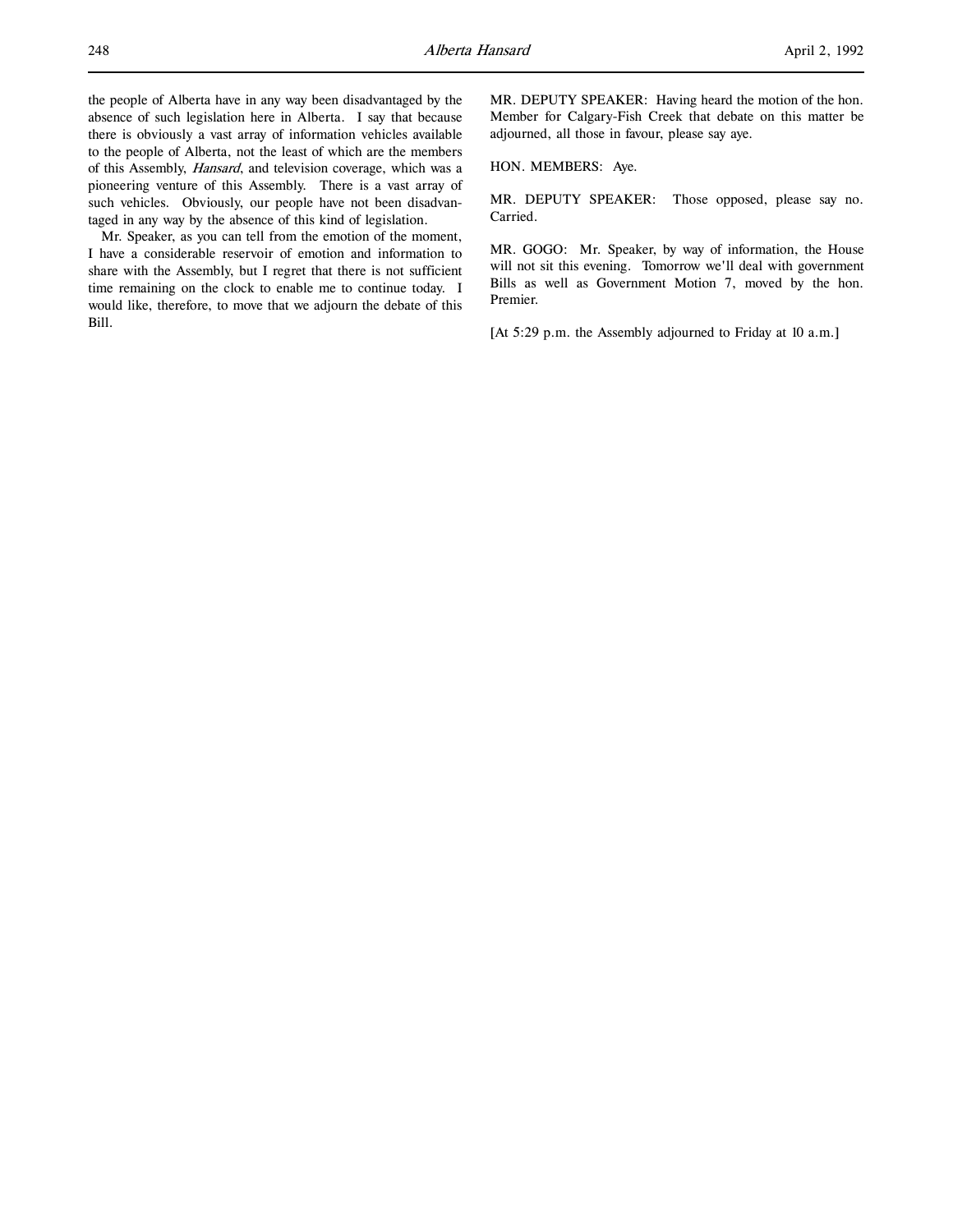the people of Alberta have in any way been disadvantaged by the absence of such legislation here in Alberta. I say that because there is obviously a vast array of information vehicles available to the people of Alberta, not the least of which are the members of this Assembly, *Hansard*, and television coverage, which was a pioneering venture of this Assembly. There is a vast array of such vehicles. Obviously, our people have not been disadvantaged in any way by the absence of this kind of legislation.

Mr. Speaker, as you can tell from the emotion of the moment, I have a considerable reservoir of emotion and information to share with the Assembly, but I regret that there is not sufficient time remaining on the clock to enable me to continue today. I would like, therefore, to move that we adjourn the debate of this Bill.

MR. DEPUTY SPEAKER: Having heard the motion of the hon. Member for Calgary-Fish Creek that debate on this matter be adjourned, all those in favour, please say aye.

HON. MEMBERS: Aye.

MR. DEPUTY SPEAKER: Those opposed, please say no. Carried.

MR. GOGO: Mr. Speaker, by way of information, the House will not sit this evening. Tomorrow we'll deal with government Bills as well as Government Motion 7, moved by the hon. Premier.

[At 5:29 p.m. the Assembly adjourned to Friday at 10 a.m.]